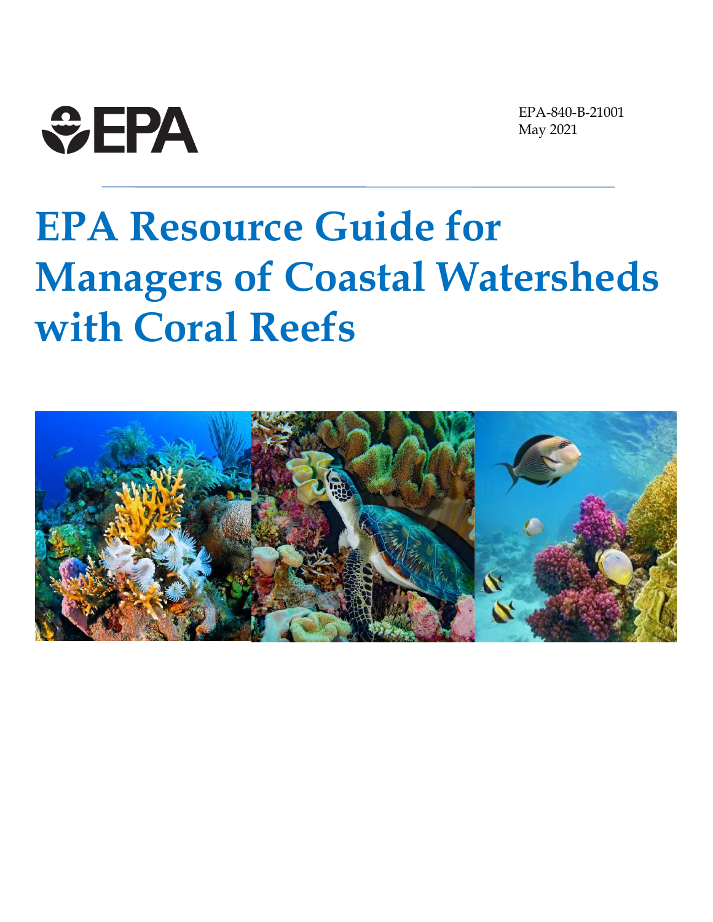EPA

EPA-840-B-21001
May 2021

# EPA Resource Guide for Managers of Coastal Watersheds with Coral Reefs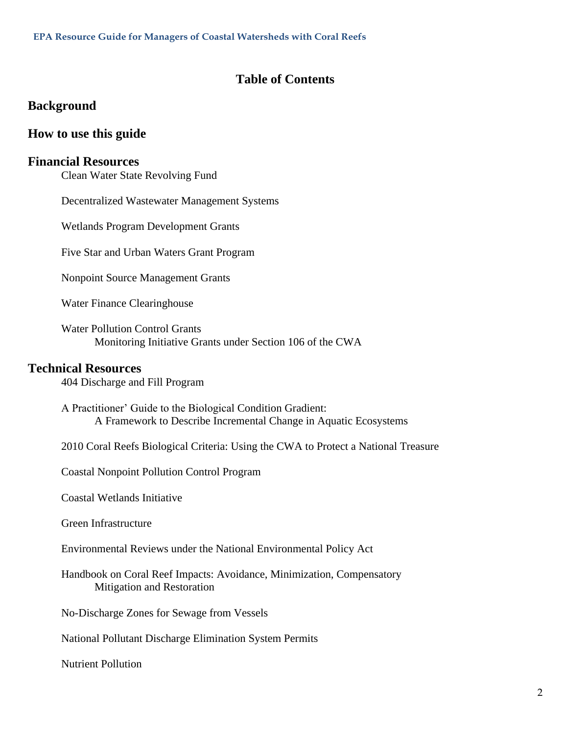# Table of Contents

## Background

## How to use this guide

## Financial Resources

Clean Water State Revolving Fund

Decentralized Wastewater Management Systems

Wetlands Program Development Grants

Five Star and Urban Waters Grant Program

Nonpoint Source Management Grants

Water Finance Clearinghouse

Water Pollution Control Grants
Monitoring Initiative Grants under Section 106 of the CWA

## Technical Resources

404 Discharge and Fill Program

A Practitioner' Guide to the Biological Condition Gradient:
A Framework to Describe Incremental Change in Aquatic Ecosystems

2010 Coral Reefs Biological Criteria: Using the CWA to Protect a National Treasure

Coastal Nonpoint Pollution Control Program

Coastal Wetlands Initiative

Green Infrastructure

Environmental Reviews under the National Environmental Policy Act

Handbook on Coral Reef Impacts: Avoidance, Minimization, Compensatory
Mitigation and Restoration

No-Discharge Zones for Sewage from Vessels

National Pollutant Discharge Elimination System Permits

Nutrient Pollution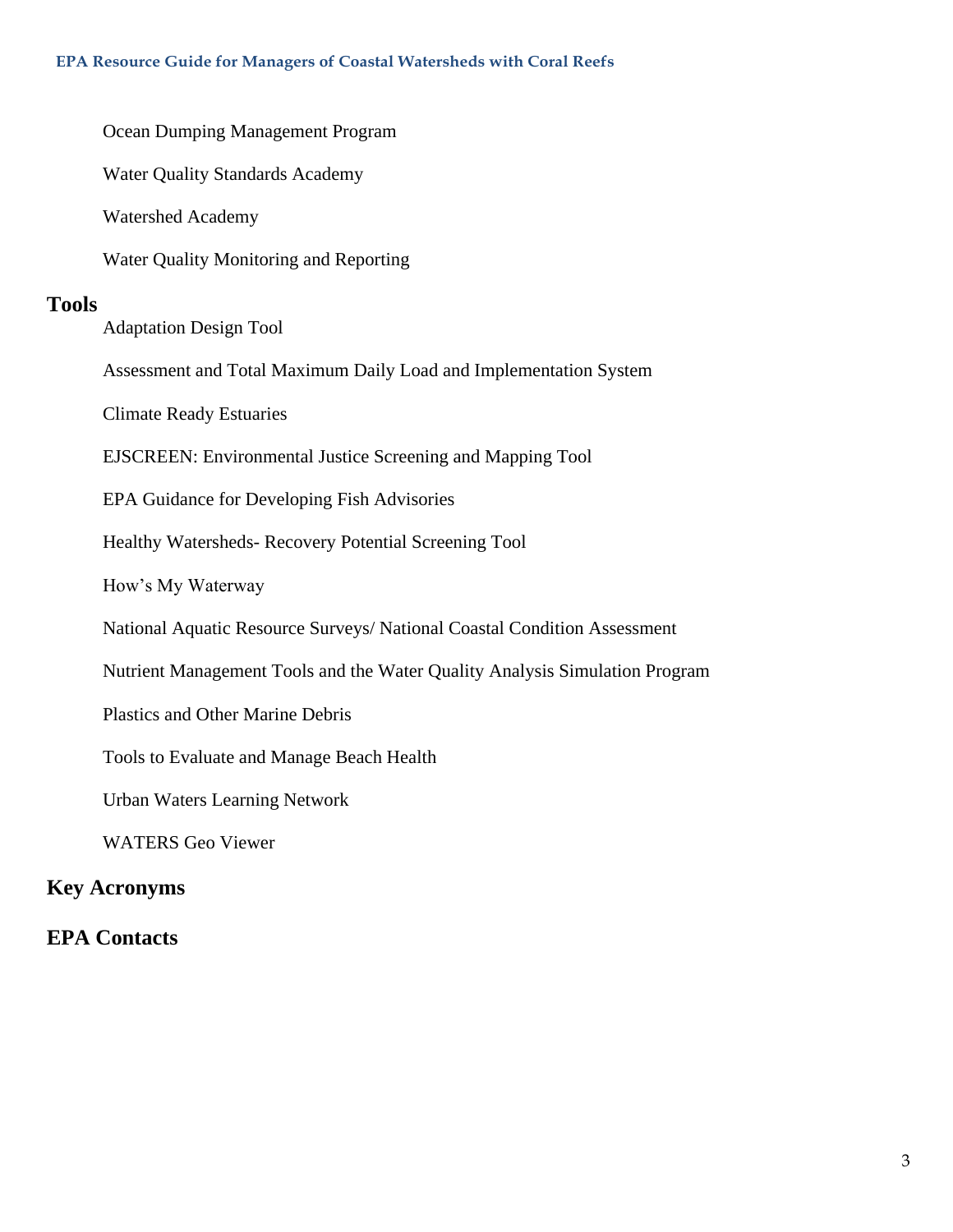Ocean Dumping Management Program

Water Quality Standards Academy

Watershed Academy

Water Quality Monitoring and Reporting

## Tools

Adaptation Design Tool

Assessment and Total Maximum Daily Load and Implementation System

Climate Ready Estuaries

EJSCREEN: Environmental Justice Screening and Mapping Tool

EPA Guidance for Developing Fish Advisories

Healthy Watersheds- Recovery Potential Screening Tool

How's My Waterway

National Aquatic Resource Surveys/ National Coastal Condition Assessment

Nutrient Management Tools and the Water Quality Analysis Simulation Program

Plastics and Other Marine Debris

Tools to Evaluate and Manage Beach Health

Urban Waters Learning Network

WATERS Geo Viewer

## Key Acronyms

## EPA Contacts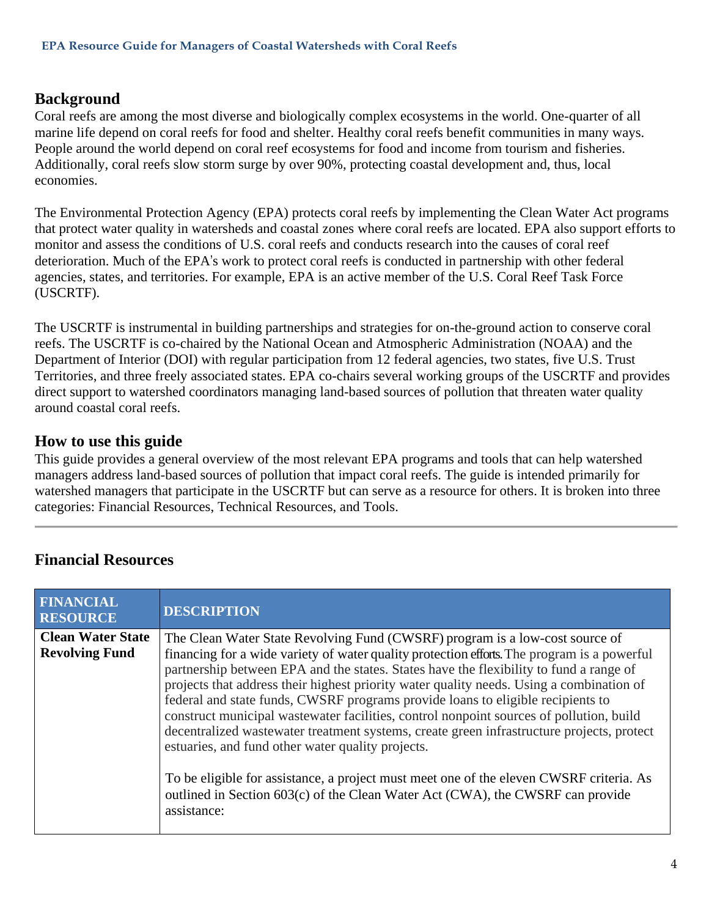## Background

Coral reefs are among the most diverse and biologically complex ecosystems in the world. One-quarter of all marine life depend on coral reefs for food and shelter. Healthy coral reefs benefit communities in many ways. People around the world depend on coral reef ecosystems for food and income from tourism and fisheries. Additionally, coral reefs slow storm surge by over 90%, protecting coastal development and, thus, local economies.

The Environmental Protection Agency (EPA) protects coral reefs by implementing the Clean Water Act programs that protect water quality in watersheds and coastal zones where coral reefs are located. EPA also support efforts to monitor and assess the conditions of U.S. coral reefs and conducts research into the causes of coral reef deterioration. Much of the EPA's work to protect coral reefs is conducted in partnership with other federal agencies, states, and territories. For example, EPA is an active member of the U.S. Coral Reef Task Force (USCRTF).

The USCRTF is instrumental in building partnerships and strategies for on-the-ground action to conserve coral reefs. The USCRTF is co-chaired by the National Ocean and Atmospheric Administration (NOAA) and the Department of Interior (DOI) with regular participation from 12 federal agencies, two states, five U.S. Trust Territories, and three freely associated states. EPA co-chairs several working groups of the USCRTF and provides direct support to watershed coordinators managing land-based sources of pollution that threaten water quality around coastal coral reefs.

## How to use this guide

This guide provides a general overview of the most relevant EPA programs and tools that can help watershed managers address land-based sources of pollution that impact coral reefs. The guide is intended primarily for watershed managers that participate in the USCRTF but can serve as a resource for others. It is broken into three categories: Financial Resources, Technical Resources, and Tools.

---

## Financial Resources

| FINANCIAL RESOURCE | DESCRIPTION |
|---|---|
| **Clean Water State Revolving Fund** | The Clean Water State Revolving Fund (CWSRF) program is a low-cost source of financing for a wide variety of water quality protection efforts. The program is a powerful partnership between EPA and the states. States have the flexibility to fund a range of projects that address their highest priority water quality needs. Using a combination of federal and state funds, CWSRF programs provide loans to eligible recipients to construct municipal wastewater facilities, control nonpoint sources of pollution, build decentralized wastewater treatment systems, create green infrastructure projects, protect estuaries, and fund other water quality projects.<br><br>To be eligible for assistance, a project must meet one of the eleven CWSRF criteria. As outlined in Section 603(c) of the Clean Water Act (CWA), the CWSRF can provide assistance: |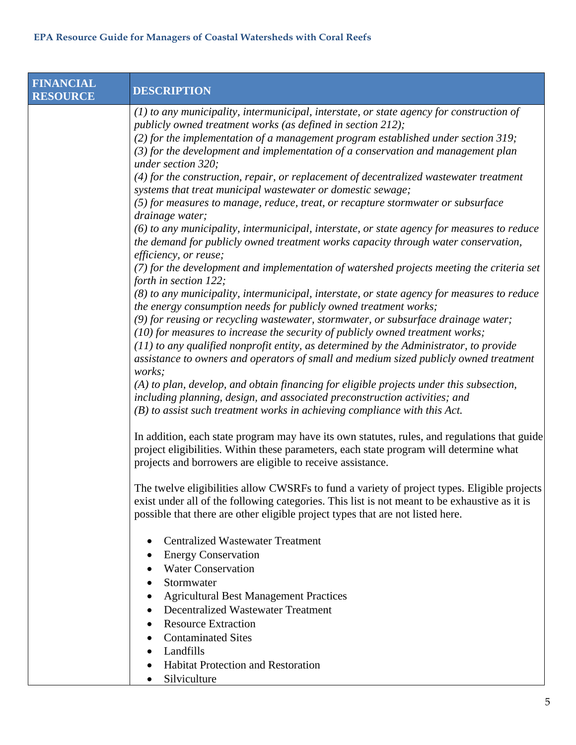| FINANCIAL RESOURCE | DESCRIPTION |
|---|---|
| | *(1) to any municipality, intermunicipal, interstate, or state agency for construction of publicly owned treatment works (as defined in section 212);*<br>*(2) for the implementation of a management program established under section 319;*<br>*(3) for the development and implementation of a conservation and management plan under section 320;*<br>*(4) for the construction, repair, or replacement of decentralized wastewater treatment systems that treat municipal wastewater or domestic sewage;*<br>*(5) for measures to manage, reduce, treat, or recapture stormwater or subsurface drainage water;*<br>*(6) to any municipality, intermunicipal, interstate, or state agency for measures to reduce the demand for publicly owned treatment works capacity through water conservation, efficiency, or reuse;*<br>*(7) for the development and implementation of watershed projects meeting the criteria set forth in section 122;*<br>*(8) to any municipality, intermunicipal, interstate, or state agency for measures to reduce the energy consumption needs for publicly owned treatment works;*<br>*(9) for reusing or recycling wastewater, stormwater, or subsurface drainage water;*<br>*(10) for measures to increase the security of publicly owned treatment works;*<br>*(11) to any qualified nonprofit entity, as determined by the Administrator, to provide assistance to owners and operators of small and medium sized publicly owned treatment works;*<br>*(A) to plan, develop, and obtain financing for eligible projects under this subsection, including planning, design, and associated preconstruction activities; and*<br>*(B) to assist such treatment works in achieving compliance with this Act.*<br><br>In addition, each state program may have its own statutes, rules, and regulations that guide project eligibilities. Within these parameters, each state program will determine what projects and borrowers are eligible to receive assistance.<br><br>The twelve eligibilities allow CWSRFs to fund a variety of project types. Eligible projects exist under all of the following categories. This list is not meant to be exhaustive as it is possible that there are other eligible project types that are not listed here.<br><br>• Centralized Wastewater Treatment<br>• Energy Conservation<br>• Water Conservation<br>• Stormwater<br>• Agricultural Best Management Practices<br>• Decentralized Wastewater Treatment<br>• Resource Extraction<br>• Contaminated Sites<br>• Landfills<br>• Habitat Protection and Restoration<br>• Silviculture |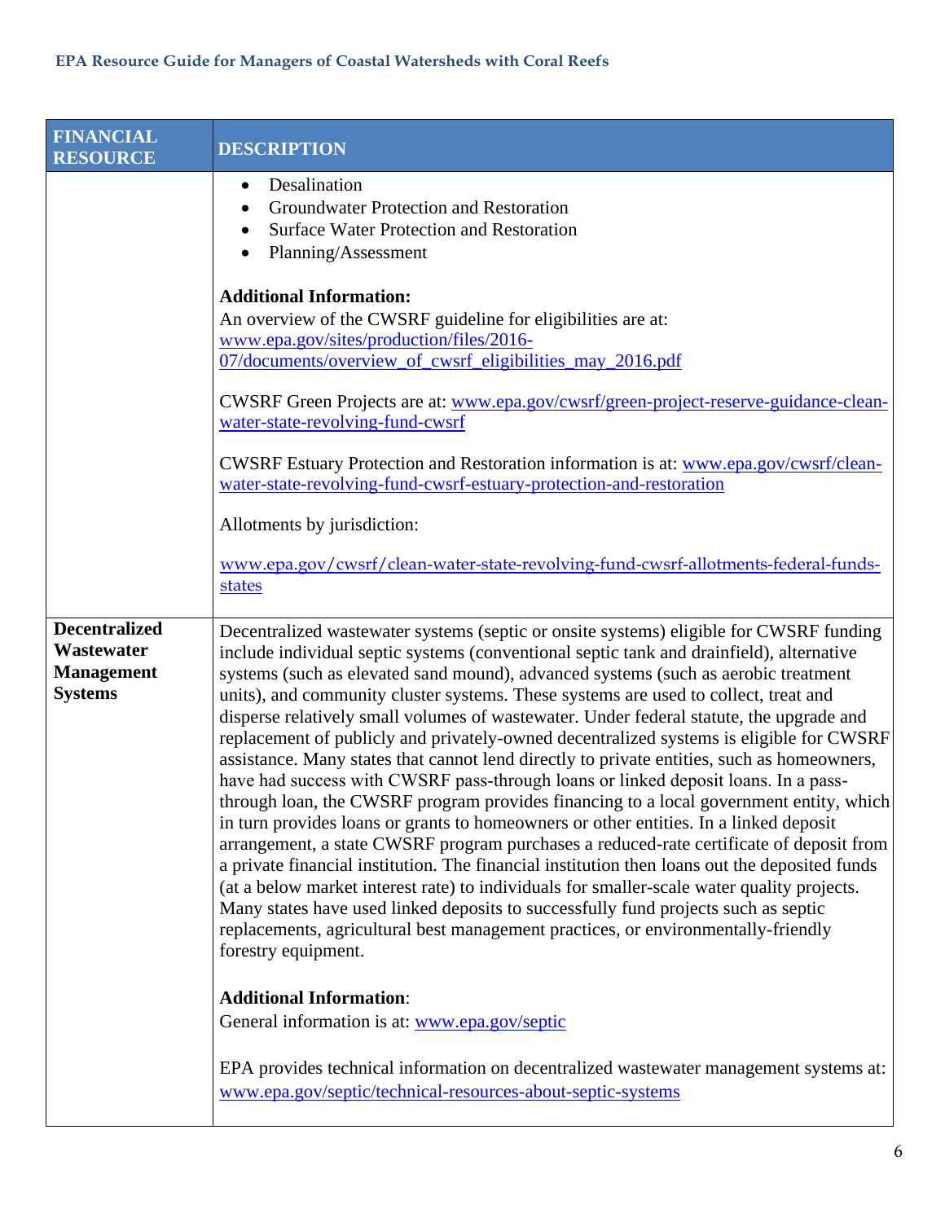| FINANCIAL RESOURCE | DESCRIPTION |
|---|---|
| | • Desalination<br>• Groundwater Protection and Restoration<br>• Surface Water Protection and Restoration<br>• Planning/Assessment<br><br>**Additional Information:**<br>An overview of the CWSRF guideline for eligibilities are at: www.epa.gov/sites/production/files/2016-07/documents/overview_of_cwsrf_eligibilities_may_2016.pdf<br><br>CWSRF Green Projects are at: www.epa.gov/cwsrf/green-project-reserve-guidance-clean-water-state-revolving-fund-cwsrf<br><br>CWSRF Estuary Protection and Restoration information is at: www.epa.gov/cwsrf/clean-water-state-revolving-fund-cwsrf-estuary-protection-and-restoration<br><br>Allotments by jurisdiction:<br><br>www.epa.gov/cwsrf/clean-water-state-revolving-fund-cwsrf-allotments-federal-funds-states |
| **Decentralized Wastewater Management Systems** | Decentralized wastewater systems (septic or onsite systems) eligible for CWSRF funding include individual septic systems (conventional septic tank and drainfield), alternative systems (such as elevated sand mound), advanced systems (such as aerobic treatment units), and community cluster systems. These systems are used to collect, treat and disperse relatively small volumes of wastewater. Under federal statute, the upgrade and replacement of publicly and privately-owned decentralized systems is eligible for CWSRF assistance. Many states that cannot lend directly to private entities, such as homeowners, have had success with CWSRF pass-through loans or linked deposit loans. In a pass-through loan, the CWSRF program provides financing to a local government entity, which in turn provides loans or grants to homeowners or other entities. In a linked deposit arrangement, a state CWSRF program purchases a reduced-rate certificate of deposit from a private financial institution. The financial institution then loans out the deposited funds (at a below market interest rate) to individuals for smaller-scale water quality projects. Many states have used linked deposits to successfully fund projects such as septic replacements, agricultural best management practices, or environmentally-friendly forestry equipment.<br><br>**Additional Information**:<br>General information is at: www.epa.gov/septic<br><br>EPA provides technical information on decentralized wastewater management systems at: www.epa.gov/septic/technical-resources-about-septic-systems |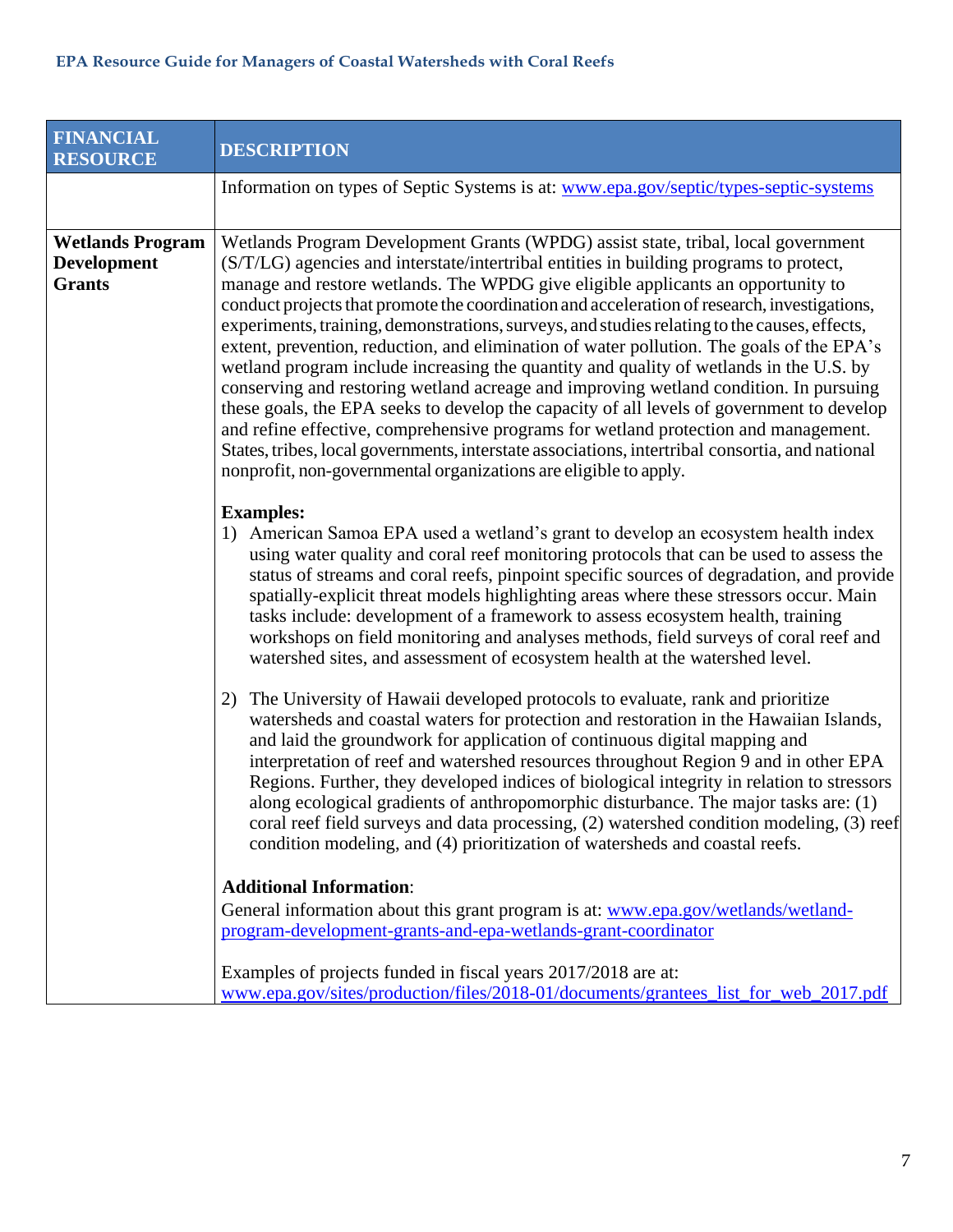| FINANCIAL RESOURCE | DESCRIPTION |
|---|---|
| | Information on types of Septic Systems is at: [www.epa.gov/septic/types-septic-systems](www.epa.gov/septic/types-septic-systems) |
| **Wetlands Program Development Grants** | Wetlands Program Development Grants (WPDG) assist state, tribal, local government (S/T/LG) agencies and interstate/intertribal entities in building programs to protect, manage and restore wetlands. The WPDG give eligible applicants an opportunity to conduct projects that promote the coordination and acceleration of research, investigations, experiments, training, demonstrations, surveys, and studies relating to the causes, effects, extent, prevention, reduction, and elimination of water pollution. The goals of the EPA's wetland program include increasing the quantity and quality of wetlands in the U.S. by conserving and restoring wetland acreage and improving wetland condition. In pursuing these goals, the EPA seeks to develop the capacity of all levels of government to develop and refine effective, comprehensive programs for wetland protection and management. States, tribes, local governments, interstate associations, intertribal consortia, and national nonprofit, non-governmental organizations are eligible to apply.<br><br>**Examples:**<br>1) American Samoa EPA used a wetland's grant to develop an ecosystem health index using water quality and coral reef monitoring protocols that can be used to assess the status of streams and coral reefs, pinpoint specific sources of degradation, and provide spatially-explicit threat models highlighting areas where these stressors occur. Main tasks include: development of a framework to assess ecosystem health, training workshops on field monitoring and analyses methods, field surveys of coral reef and watershed sites, and assessment of ecosystem health at the watershed level.<br><br>2) The University of Hawaii developed protocols to evaluate, rank and prioritize watersheds and coastal waters for protection and restoration in the Hawaiian Islands, and laid the groundwork for application of continuous digital mapping and interpretation of reef and watershed resources throughout Region 9 and in other EPA Regions. Further, they developed indices of biological integrity in relation to stressors along ecological gradients of anthropomorphic disturbance. The major tasks are: (1) coral reef field surveys and data processing, (2) watershed condition modeling, (3) reef condition modeling, and (4) prioritization of watersheds and coastal reefs.<br><br>**Additional Information**:<br>General information about this grant program is at: [www.epa.gov/wetlands/wetland-program-development-grants-and-epa-wetlands-grant-coordinator](www.epa.gov/wetlands/wetland-program-development-grants-and-epa-wetlands-grant-coordinator)<br><br>Examples of projects funded in fiscal years 2017/2018 are at: [www.epa.gov/sites/production/files/2018-01/documents/grantees_list_for_web_2017.pdf](www.epa.gov/sites/production/files/2018-01/documents/grantees_list_for_web_2017.pdf) |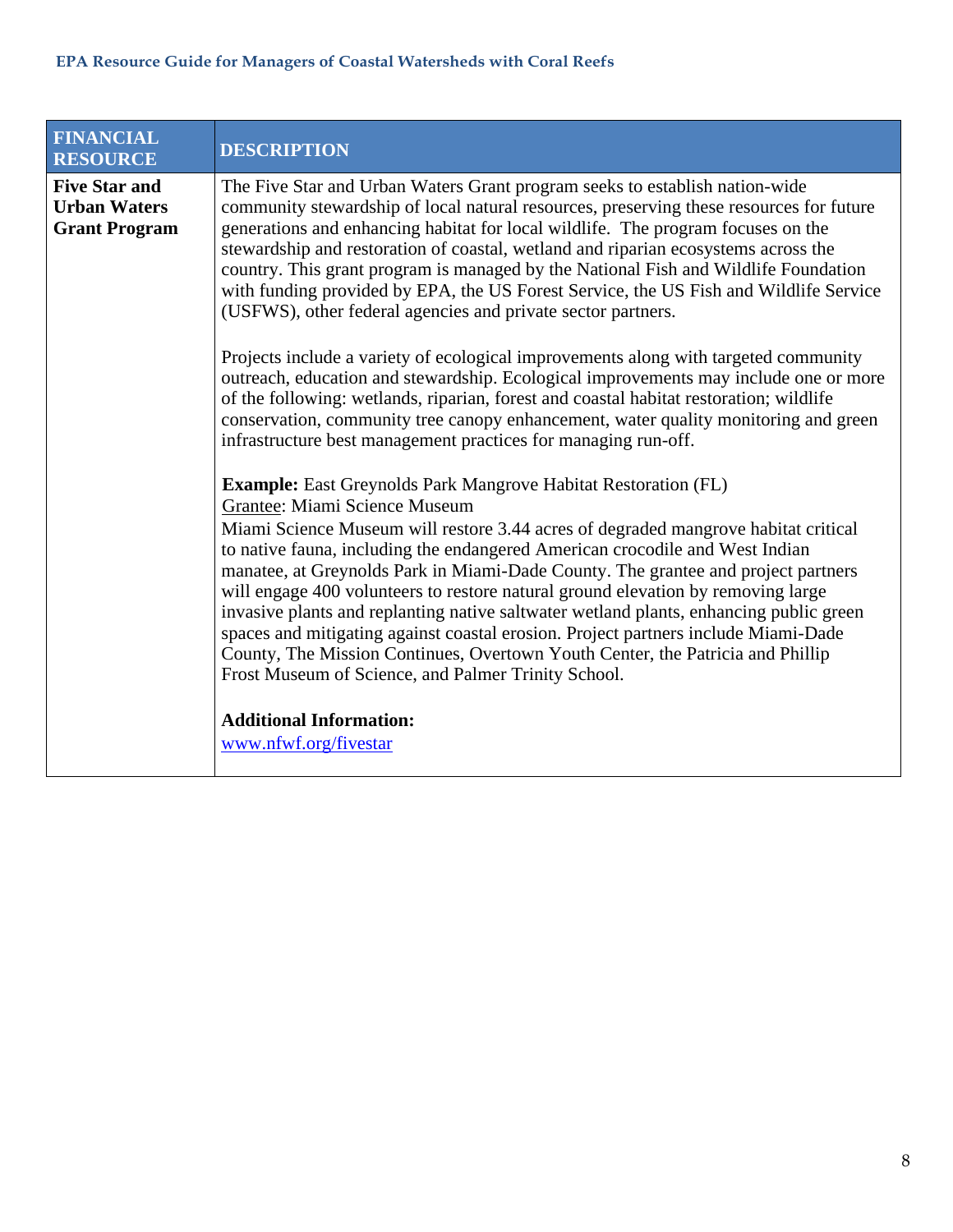| FINANCIAL RESOURCE | DESCRIPTION |
|---|---|
| **Five Star and Urban Waters Grant Program** | The Five Star and Urban Waters Grant program seeks to establish nation-wide community stewardship of local natural resources, preserving these resources for future generations and enhancing habitat for local wildlife. The program focuses on the stewardship and restoration of coastal, wetland and riparian ecosystems across the country. This grant program is managed by the National Fish and Wildlife Foundation with funding provided by EPA, the US Forest Service, the US Fish and Wildlife Service (USFWS), other federal agencies and private sector partners.<br><br>Projects include a variety of ecological improvements along with targeted community outreach, education and stewardship. Ecological improvements may include one or more of the following: wetlands, riparian, forest and coastal habitat restoration; wildlife conservation, community tree canopy enhancement, water quality monitoring and green infrastructure best management practices for managing run-off.<br><br>**Example:** East Greynolds Park Mangrove Habitat Restoration (FL)<br>Grantee: Miami Science Museum<br>Miami Science Museum will restore 3.44 acres of degraded mangrove habitat critical to native fauna, including the endangered American crocodile and West Indian manatee, at Greynolds Park in Miami-Dade County. The grantee and project partners will engage 400 volunteers to restore natural ground elevation by removing large invasive plants and replanting native saltwater wetland plants, enhancing public green spaces and mitigating against coastal erosion. Project partners include Miami-Dade County, The Mission Continues, Overtown Youth Center, the Patricia and Phillip Frost Museum of Science, and Palmer Trinity School.<br><br>**Additional Information:**<br>www.nfwf.org/fivestar |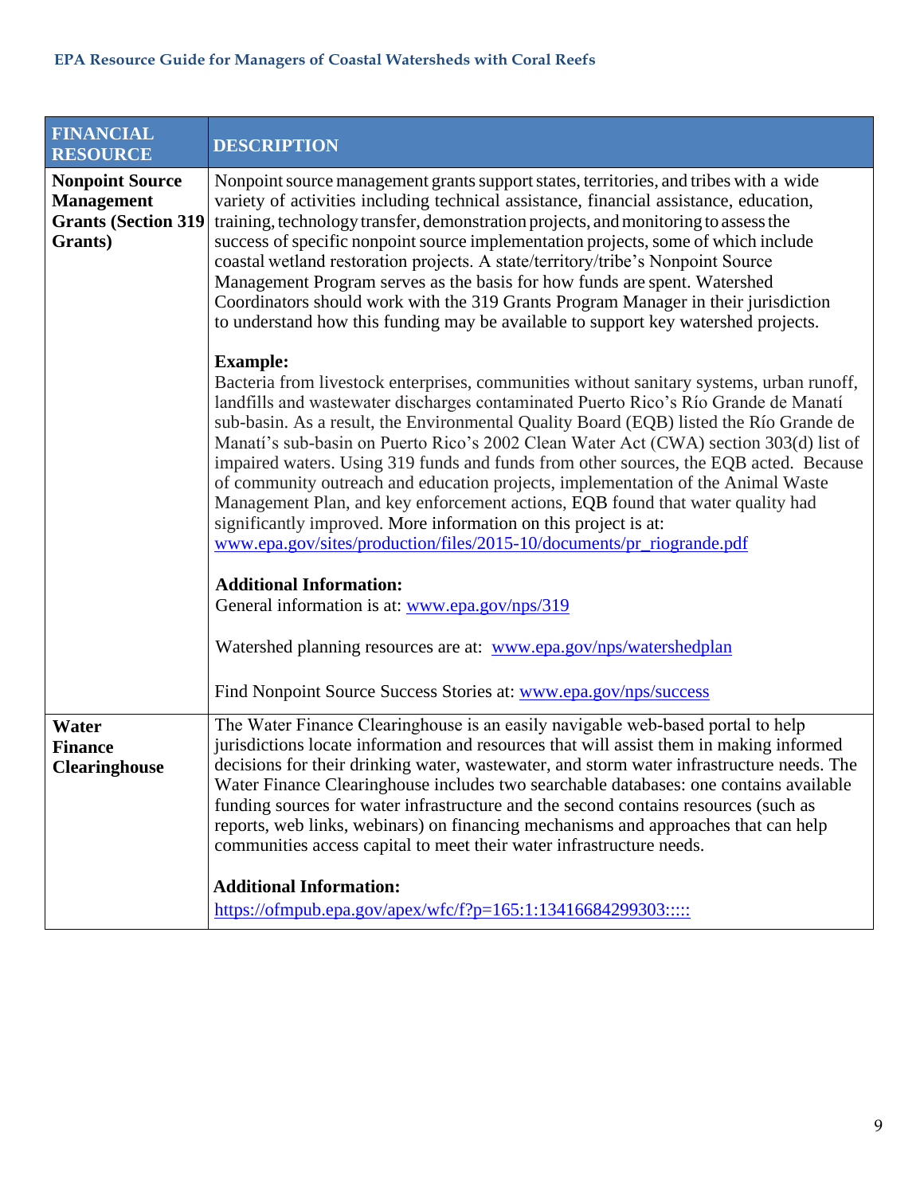| FINANCIAL RESOURCE | DESCRIPTION |
|---|---|
| **Nonpoint Source Management Grants (Section 319 Grants)** | Nonpoint source management grants support states, territories, and tribes with a wide variety of activities including technical assistance, financial assistance, education, training, technology transfer, demonstration projects, and monitoring to assess the success of specific nonpoint source implementation projects, some of which include coastal wetland restoration projects. A state/territory/tribe's Nonpoint Source Management Program serves as the basis for how funds are spent. Watershed Coordinators should work with the 319 Grants Program Manager in their jurisdiction to understand how this funding may be available to support key watershed projects.<br><br>**Example:**<br>Bacteria from livestock enterprises, communities without sanitary systems, urban runoff, landfills and wastewater discharges contaminated Puerto Rico's Río Grande de Manatí sub-basin. As a result, the Environmental Quality Board (EQB) listed the Río Grande de Manatí's sub-basin on Puerto Rico's 2002 Clean Water Act (CWA) section 303(d) list of impaired waters. Using 319 funds and funds from other sources, the EQB acted. Because of community outreach and education projects, implementation of the Animal Waste Management Plan, and key enforcement actions, EQB found that water quality had significantly improved. More information on this project is at: www.epa.gov/sites/production/files/2015-10/documents/pr_riogrande.pdf<br><br>**Additional Information:**<br>General information is at: www.epa.gov/nps/319<br><br>Watershed planning resources are at: www.epa.gov/nps/watershedplan<br><br>Find Nonpoint Source Success Stories at: www.epa.gov/nps/success |
| **Water Finance Clearinghouse** | The Water Finance Clearinghouse is an easily navigable web-based portal to help jurisdictions locate information and resources that will assist them in making informed decisions for their drinking water, wastewater, and storm water infrastructure needs. The Water Finance Clearinghouse includes two searchable databases: one contains available funding sources for water infrastructure and the second contains resources (such as reports, web links, webinars) on financing mechanisms and approaches that can help communities access capital to meet their water infrastructure needs.<br><br>**Additional Information:**<br>https://ofmpub.epa.gov/apex/wfc/f?p=165:1:13416684299303::::: |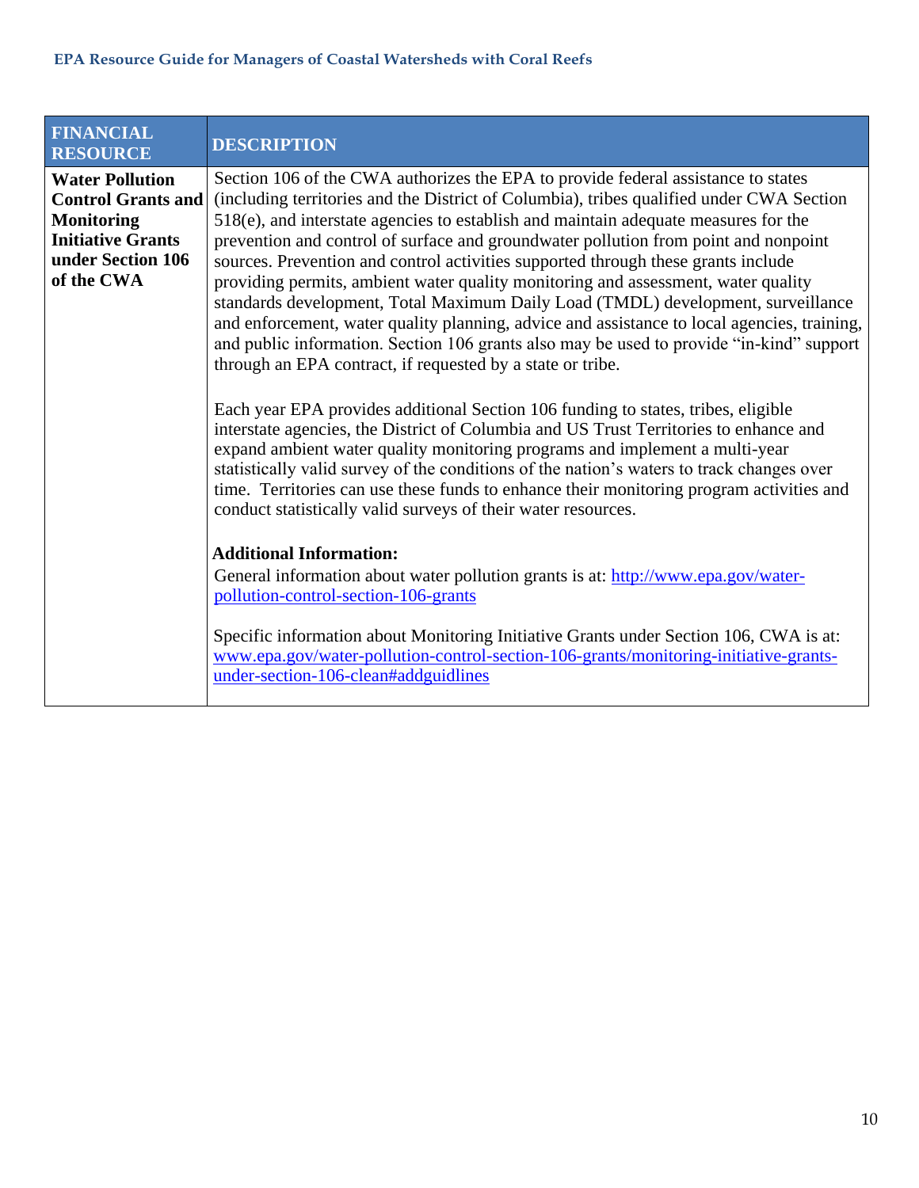| FINANCIAL RESOURCE | DESCRIPTION |
|---|---|
| **Water Pollution Control Grants and Monitoring Initiative Grants under Section 106 of the CWA** | Section 106 of the CWA authorizes the EPA to provide federal assistance to states (including territories and the District of Columbia), tribes qualified under CWA Section 518(e), and interstate agencies to establish and maintain adequate measures for the prevention and control of surface and groundwater pollution from point and nonpoint sources. Prevention and control activities supported through these grants include providing permits, ambient water quality monitoring and assessment, water quality standards development, Total Maximum Daily Load (TMDL) development, surveillance and enforcement, water quality planning, advice and assistance to local agencies, training, and public information. Section 106 grants also may be used to provide "in-kind" support through an EPA contract, if requested by a state or tribe.<br><br>Each year EPA provides additional Section 106 funding to states, tribes, eligible interstate agencies, the District of Columbia and US Trust Territories to enhance and expand ambient water quality monitoring programs and implement a multi-year statistically valid survey of the conditions of the nation's waters to track changes over time. Territories can use these funds to enhance their monitoring program activities and conduct statistically valid surveys of their water resources.<br><br>**Additional Information:**<br>General information about water pollution grants is at: http://www.epa.gov/water-pollution-control-section-106-grants<br><br>Specific information about Monitoring Initiative Grants under Section 106, CWA is at: www.epa.gov/water-pollution-control-section-106-grants/monitoring-initiative-grants-under-section-106-clean#addguidlines |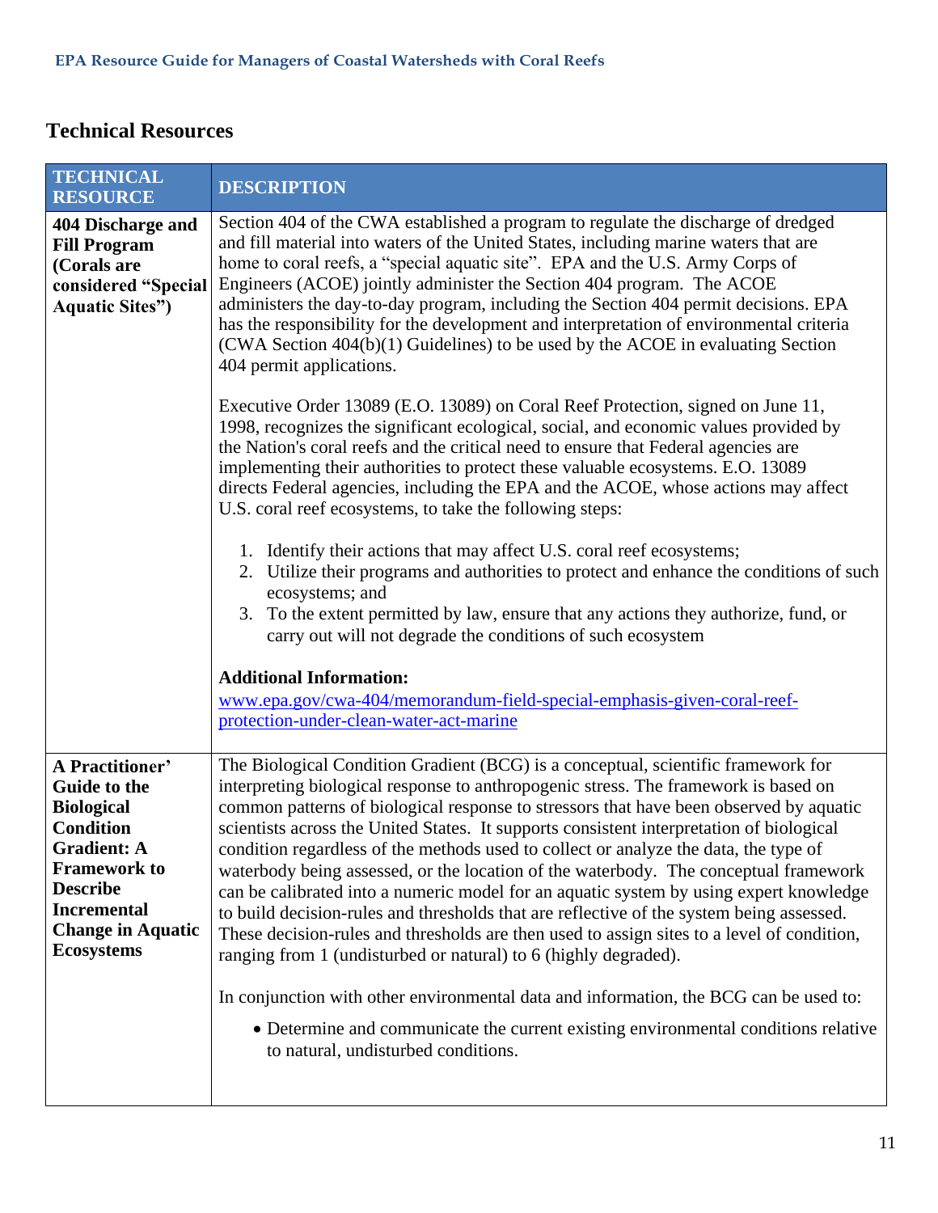## Technical Resources

| TECHNICAL RESOURCE | DESCRIPTION |
|---|---|
| **404 Discharge and Fill Program (Corals are considered "Special Aquatic Sites")** | Section 404 of the CWA established a program to regulate the discharge of dredged and fill material into waters of the United States, including marine waters that are home to coral reefs, a "special aquatic site". EPA and the U.S. Army Corps of Engineers (ACOE) jointly administer the Section 404 program. The ACOE administers the day-to-day program, including the Section 404 permit decisions. EPA has the responsibility for the development and interpretation of environmental criteria (CWA Section 404(b)(1) Guidelines) to be used by the ACOE in evaluating Section 404 permit applications.<br><br>Executive Order 13089 (E.O. 13089) on Coral Reef Protection, signed on June 11, 1998, recognizes the significant ecological, social, and economic values provided by the Nation's coral reefs and the critical need to ensure that Federal agencies are implementing their authorities to protect these valuable ecosystems. E.O. 13089 directs Federal agencies, including the EPA and the ACOE, whose actions may affect U.S. coral reef ecosystems, to take the following steps:<br><br>1. Identify their actions that may affect U.S. coral reef ecosystems;<br>2. Utilize their programs and authorities to protect and enhance the conditions of such ecosystems; and<br>3. To the extent permitted by law, ensure that any actions they authorize, fund, or carry out will not degrade the conditions of such ecosystem<br><br>**Additional Information:**<br>www.epa.gov/cwa-404/memorandum-field-special-emphasis-given-coral-reef-protection-under-clean-water-act-marine |
| **A Practitioner' Guide to the Biological Condition Gradient: A Framework to Describe Incremental Change in Aquatic Ecosystems** | The Biological Condition Gradient (BCG) is a conceptual, scientific framework for interpreting biological response to anthropogenic stress. The framework is based on common patterns of biological response to stressors that have been observed by aquatic scientists across the United States. It supports consistent interpretation of biological condition regardless of the methods used to collect or analyze the data, the type of waterbody being assessed, or the location of the waterbody. The conceptual framework can be calibrated into a numeric model for an aquatic system by using expert knowledge to build decision-rules and thresholds that are reflective of the system being assessed. These decision-rules and thresholds are then used to assign sites to a level of condition, ranging from 1 (undisturbed or natural) to 6 (highly degraded).<br><br>In conjunction with other environmental data and information, the BCG can be used to:<br><br>• Determine and communicate the current existing environmental conditions relative to natural, undisturbed conditions. |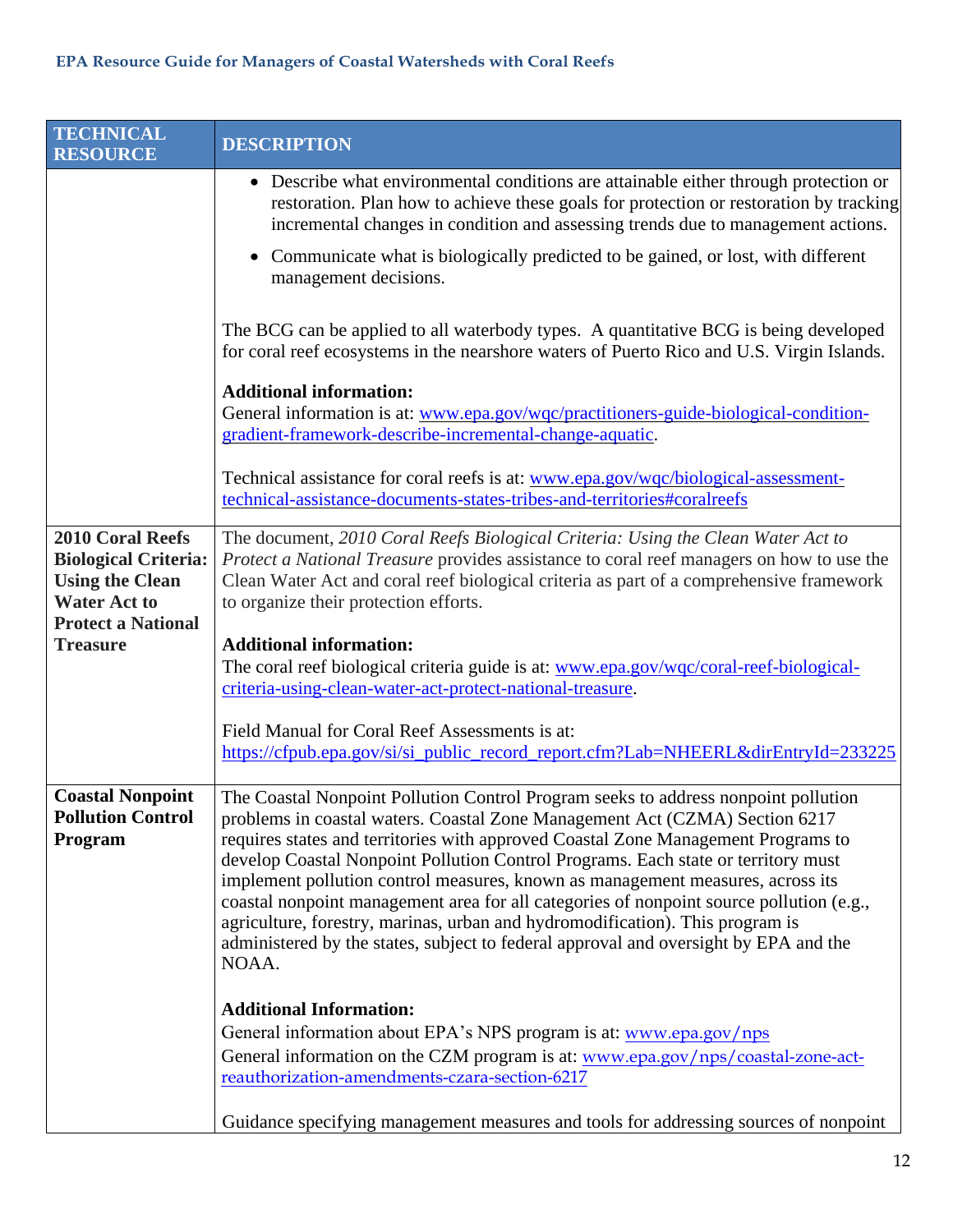| TECHNICAL RESOURCE | DESCRIPTION |
|---|---|
| | • Describe what environmental conditions are attainable either through protection or restoration. Plan how to achieve these goals for protection or restoration by tracking incremental changes in condition and assessing trends due to management actions.<br>• Communicate what is biologically predicted to be gained, or lost, with different management decisions.<br><br>The BCG can be applied to all waterbody types. A quantitative BCG is being developed for coral reef ecosystems in the nearshore waters of Puerto Rico and U.S. Virgin Islands.<br><br>**Additional information:**<br>General information is at: www.epa.gov/wqc/practitioners-guide-biological-condition-gradient-framework-describe-incremental-change-aquatic.<br><br>Technical assistance for coral reefs is at: www.epa.gov/wqc/biological-assessment-technical-assistance-documents-states-tribes-and-territories#coralreefs |
| **2010 Coral Reefs Biological Criteria: Using the Clean Water Act to Protect a National Treasure** | The document, *2010 Coral Reefs Biological Criteria: Using the Clean Water Act to Protect a National Treasure* provides assistance to coral reef managers on how to use the Clean Water Act and coral reef biological criteria as part of a comprehensive framework to organize their protection efforts.<br><br>**Additional information:**<br>The coral reef biological criteria guide is at: www.epa.gov/wqc/coral-reef-biological-criteria-using-clean-water-act-protect-national-treasure.<br><br>Field Manual for Coral Reef Assessments is at: https://cfpub.epa.gov/si/si_public_record_report.cfm?Lab=NHEERL&dirEntryId=233225 |
| **Coastal Nonpoint Pollution Control Program** | The Coastal Nonpoint Pollution Control Program seeks to address nonpoint pollution problems in coastal waters. Coastal Zone Management Act (CZMA) Section 6217 requires states and territories with approved Coastal Zone Management Programs to develop Coastal Nonpoint Pollution Control Programs. Each state or territory must implement pollution control measures, known as management measures, across its coastal nonpoint management area for all categories of nonpoint source pollution (e.g., agriculture, forestry, marinas, urban and hydromodification). This program is administered by the states, subject to federal approval and oversight by EPA and the NOAA.<br><br>**Additional Information:**<br>General information about EPA's NPS program is at: www.epa.gov/nps<br>General information on the CZM program is at: www.epa.gov/nps/coastal-zone-act-reauthorization-amendments-czara-section-6217<br><br>Guidance specifying management measures and tools for addressing sources of nonpoint |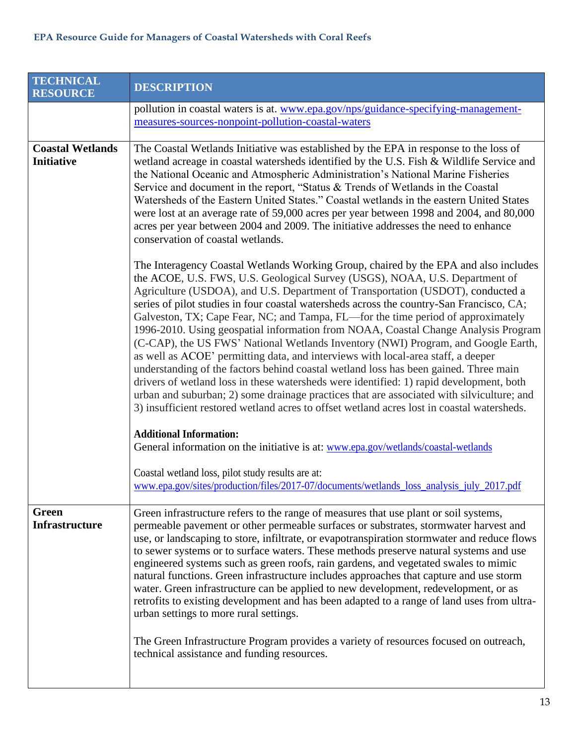| TECHNICAL RESOURCE | DESCRIPTION |
|---|---|
| | pollution in coastal waters is at. www.epa.gov/nps/guidance-specifying-management-measures-sources-nonpoint-pollution-coastal-waters |
| **Coastal Wetlands Initiative** | The Coastal Wetlands Initiative was established by the EPA in response to the loss of wetland acreage in coastal watersheds identified by the U.S. Fish & Wildlife Service and the National Oceanic and Atmospheric Administration's National Marine Fisheries Service and document in the report, "Status & Trends of Wetlands in the Coastal Watersheds of the Eastern United States." Coastal wetlands in the eastern United States were lost at an average rate of 59,000 acres per year between 1998 and 2004, and 80,000 acres per year between 2004 and 2009. The initiative addresses the need to enhance conservation of coastal wetlands.<br><br>The Interagency Coastal Wetlands Working Group, chaired by the EPA and also includes the ACOE, U.S. FWS, U.S. Geological Survey (USGS), NOAA, U.S. Department of Agriculture (USDOA), and U.S. Department of Transportation (USDOT), conducted a series of pilot studies in four coastal watersheds across the country-San Francisco, CA; Galveston, TX; Cape Fear, NC; and Tampa, FL—for the time period of approximately 1996-2010. Using geospatial information from NOAA, Coastal Change Analysis Program (C-CAP), the US FWS' National Wetlands Inventory (NWI) Program, and Google Earth, as well as ACOE' permitting data, and interviews with local-area staff, a deeper understanding of the factors behind coastal wetland loss has been gained. Three main drivers of wetland loss in these watersheds were identified: 1) rapid development, both urban and suburban; 2) some drainage practices that are associated with silviculture; and 3) insufficient restored wetland acres to offset wetland acres lost in coastal watersheds.<br><br>**Additional Information:**<br>General information on the initiative is at: www.epa.gov/wetlands/coastal-wetlands<br><br>Coastal wetland loss, pilot study results are at: www.epa.gov/sites/production/files/2017-07/documents/wetlands_loss_analysis_july_2017.pdf |
| **Green Infrastructure** | Green infrastructure refers to the range of measures that use plant or soil systems, permeable pavement or other permeable surfaces or substrates, stormwater harvest and use, or landscaping to store, infiltrate, or evapotranspiration stormwater and reduce flows to sewer systems or to surface waters. These methods preserve natural systems and use engineered systems such as green roofs, rain gardens, and vegetated swales to mimic natural functions. Green infrastructure includes approaches that capture and use storm water. Green infrastructure can be applied to new development, redevelopment, or as retrofits to existing development and has been adapted to a range of land uses from ultra-urban settings to more rural settings.<br><br>The Green Infrastructure Program provides a variety of resources focused on outreach, technical assistance and funding resources. |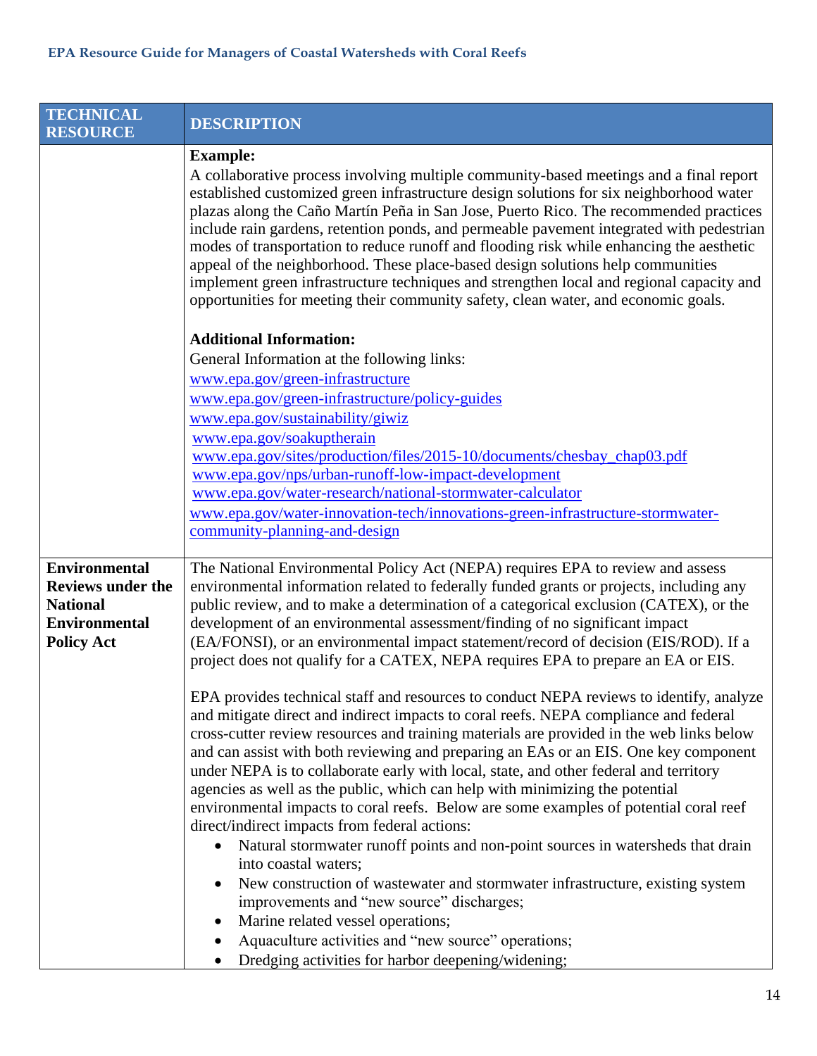| TECHNICAL RESOURCE | DESCRIPTION |
|---|---|
| | **Example:**<br>A collaborative process involving multiple community-based meetings and a final report established customized green infrastructure design solutions for six neighborhood water plazas along the Caño Martín Peña in San Jose, Puerto Rico. The recommended practices include rain gardens, retention ponds, and permeable pavement integrated with pedestrian modes of transportation to reduce runoff and flooding risk while enhancing the aesthetic appeal of the neighborhood. These place-based design solutions help communities implement green infrastructure techniques and strengthen local and regional capacity and opportunities for meeting their community safety, clean water, and economic goals.<br><br>**Additional Information:**<br>General Information at the following links:<br>www.epa.gov/green-infrastructure<br>www.epa.gov/green-infrastructure/policy-guides<br>www.epa.gov/sustainability/giwiz<br>www.epa.gov/soakuptherain<br>www.epa.gov/sites/production/files/2015-10/documents/chesbay_chap03.pdf<br>www.epa.gov/nps/urban-runoff-low-impact-development<br>www.epa.gov/water-research/national-stormwater-calculator<br>www.epa.gov/water-innovation-tech/innovations-green-infrastructure-stormwater-community-planning-and-design |
| **Environmental Reviews under the National Environmental Policy Act** | The National Environmental Policy Act (NEPA) requires EPA to review and assess environmental information related to federally funded grants or projects, including any public review, and to make a determination of a categorical exclusion (CATEX), or the development of an environmental assessment/finding of no significant impact (EA/FONSI), or an environmental impact statement/record of decision (EIS/ROD). If a project does not qualify for a CATEX, NEPA requires EPA to prepare an EA or EIS.<br><br>EPA provides technical staff and resources to conduct NEPA reviews to identify, analyze and mitigate direct and indirect impacts to coral reefs. NEPA compliance and federal cross-cutter review resources and training materials are provided in the web links below and can assist with both reviewing and preparing an EAs or an EIS. One key component under NEPA is to collaborate early with local, state, and other federal and territory agencies as well as the public, which can help with minimizing the potential environmental impacts to coral reefs. Below are some examples of potential coral reef direct/indirect impacts from federal actions:<br>• Natural stormwater runoff points and non-point sources in watersheds that drain into coastal waters;<br>• New construction of wastewater and stormwater infrastructure, existing system improvements and "new source" discharges;<br>• Marine related vessel operations;<br>• Aquaculture activities and "new source" operations;<br>• Dredging activities for harbor deepening/widening; |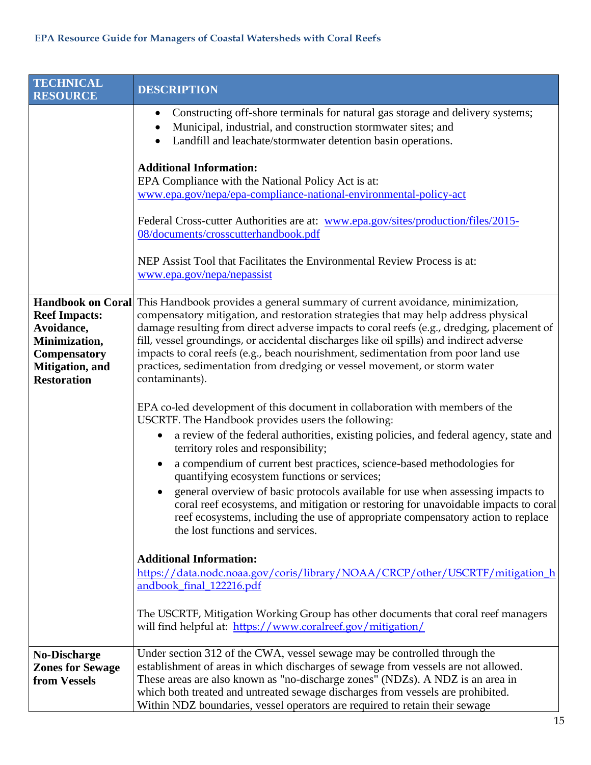| TECHNICAL RESOURCE | DESCRIPTION |
|---|---|
| | • Constructing off-shore terminals for natural gas storage and delivery systems;<br>• Municipal, industrial, and construction stormwater sites; and<br>• Landfill and leachate/stormwater detention basin operations.<br><br>**Additional Information:**<br>EPA Compliance with the National Policy Act is at: www.epa.gov/nepa/epa-compliance-national-environmental-policy-act<br><br>Federal Cross-cutter Authorities are at: www.epa.gov/sites/production/files/2015-08/documents/crosscutterhandbook.pdf<br><br>NEP Assist Tool that Facilitates the Environmental Review Process is at: www.epa.gov/nepa/nepassist |
| **Handbook on Coral Reef Impacts: Avoidance, Minimization, Compensatory Mitigation, and Restoration** | This Handbook provides a general summary of current avoidance, minimization, compensatory mitigation, and restoration strategies that may help address physical damage resulting from direct adverse impacts to coral reefs (e.g., dredging, placement of fill, vessel groundings, or accidental discharges like oil spills) and indirect adverse impacts to coral reefs (e.g., beach nourishment, sedimentation from poor land use practices, sedimentation from dredging or vessel movement, or storm water contaminants).<br><br>EPA co-led development of this document in collaboration with members of the USCRTF. The Handbook provides users the following:<br>• a review of the federal authorities, existing policies, and federal agency, state and territory roles and responsibility;<br>• a compendium of current best practices, science-based methodologies for quantifying ecosystem functions or services;<br>• general overview of basic protocols available for use when assessing impacts to coral reef ecosystems, and mitigation or restoring for unavoidable impacts to coral reef ecosystems, including the use of appropriate compensatory action to replace the lost functions and services.<br><br>**Additional Information:**<br>https://data.nodc.noaa.gov/coris/library/NOAA/CRCP/other/USCRTF/mitigation_handbook_final_122216.pdf<br><br>The USCRTF, Mitigation Working Group has other documents that coral reef managers will find helpful at: https://www.coralreef.gov/mitigation/ |
| **No-Discharge Zones for Sewage from Vessels** | Under section 312 of the CWA, vessel sewage may be controlled through the establishment of areas in which discharges of sewage from vessels are not allowed. These areas are also known as "no-discharge zones" (NDZs). A NDZ is an area in which both treated and untreated sewage discharges from vessels are prohibited. Within NDZ boundaries, vessel operators are required to retain their sewage |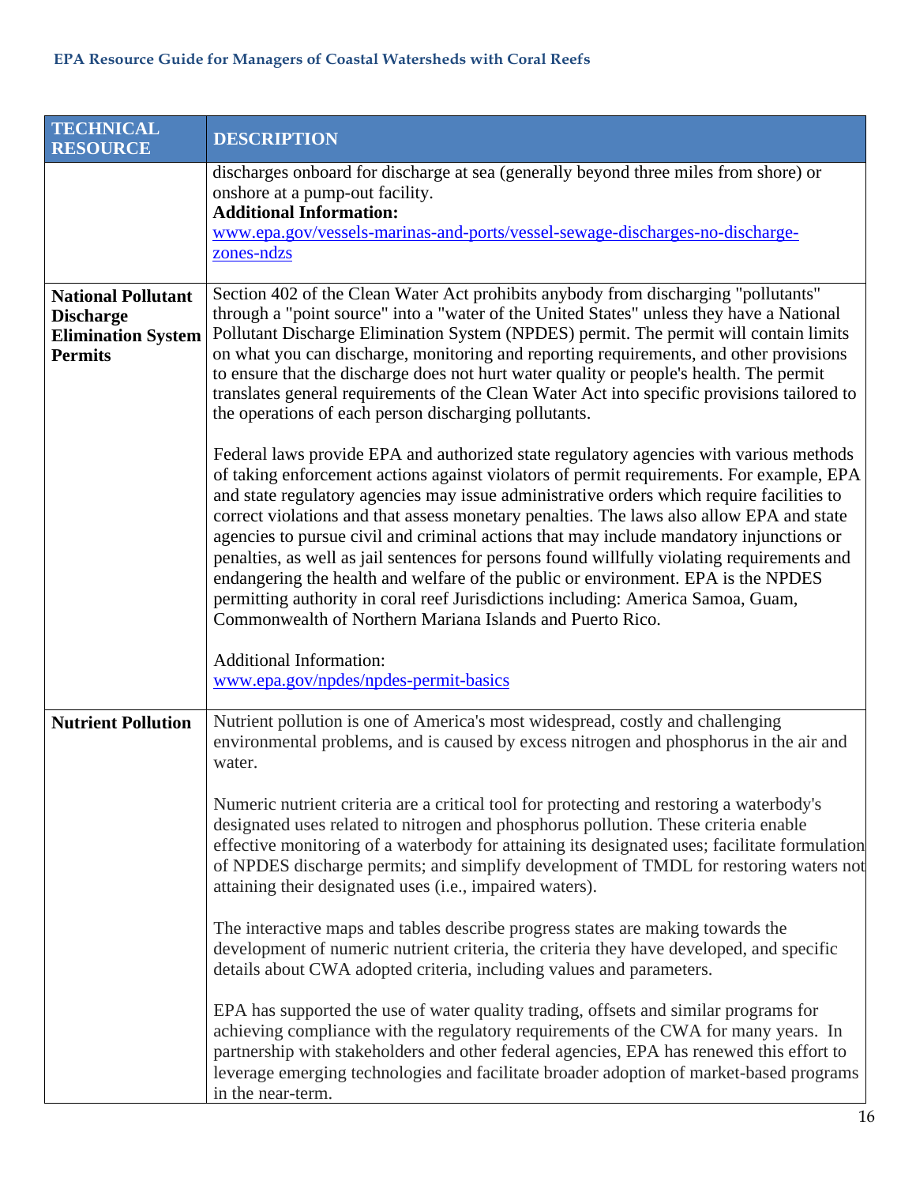| TECHNICAL RESOURCE | DESCRIPTION |
|---|---|
| | discharges onboard for discharge at sea (generally beyond three miles from shore) or onshore at a pump-out facility.<br>**Additional Information:**<br>www.epa.gov/vessels-marinas-and-ports/vessel-sewage-discharges-no-discharge-zones-ndzs |
| **National Pollutant Discharge Elimination System Permits** | Section 402 of the Clean Water Act prohibits anybody from discharging "pollutants" through a "point source" into a "water of the United States" unless they have a National Pollutant Discharge Elimination System (NPDES) permit. The permit will contain limits on what you can discharge, monitoring and reporting requirements, and other provisions to ensure that the discharge does not hurt water quality or people's health. The permit translates general requirements of the Clean Water Act into specific provisions tailored to the operations of each person discharging pollutants.<br><br>Federal laws provide EPA and authorized state regulatory agencies with various methods of taking enforcement actions against violators of permit requirements. For example, EPA and state regulatory agencies may issue administrative orders which require facilities to correct violations and that assess monetary penalties. The laws also allow EPA and state agencies to pursue civil and criminal actions that may include mandatory injunctions or penalties, as well as jail sentences for persons found willfully violating requirements and endangering the health and welfare of the public or environment. EPA is the NPDES permitting authority in coral reef Jurisdictions including: America Samoa, Guam, Commonwealth of Northern Mariana Islands and Puerto Rico.<br><br>Additional Information:<br>www.epa.gov/npdes/npdes-permit-basics |
| **Nutrient Pollution** | Nutrient pollution is one of America's most widespread, costly and challenging environmental problems, and is caused by excess nitrogen and phosphorus in the air and water.<br><br>Numeric nutrient criteria are a critical tool for protecting and restoring a waterbody's designated uses related to nitrogen and phosphorus pollution. These criteria enable effective monitoring of a waterbody for attaining its designated uses; facilitate formulation of NPDES discharge permits; and simplify development of TMDL for restoring waters not attaining their designated uses (i.e., impaired waters).<br><br>The interactive maps and tables describe progress states are making towards the development of numeric nutrient criteria, the criteria they have developed, and specific details about CWA adopted criteria, including values and parameters.<br><br>EPA has supported the use of water quality trading, offsets and similar programs for achieving compliance with the regulatory requirements of the CWA for many years. In partnership with stakeholders and other federal agencies, EPA has renewed this effort to leverage emerging technologies and facilitate broader adoption of market-based programs in the near-term. |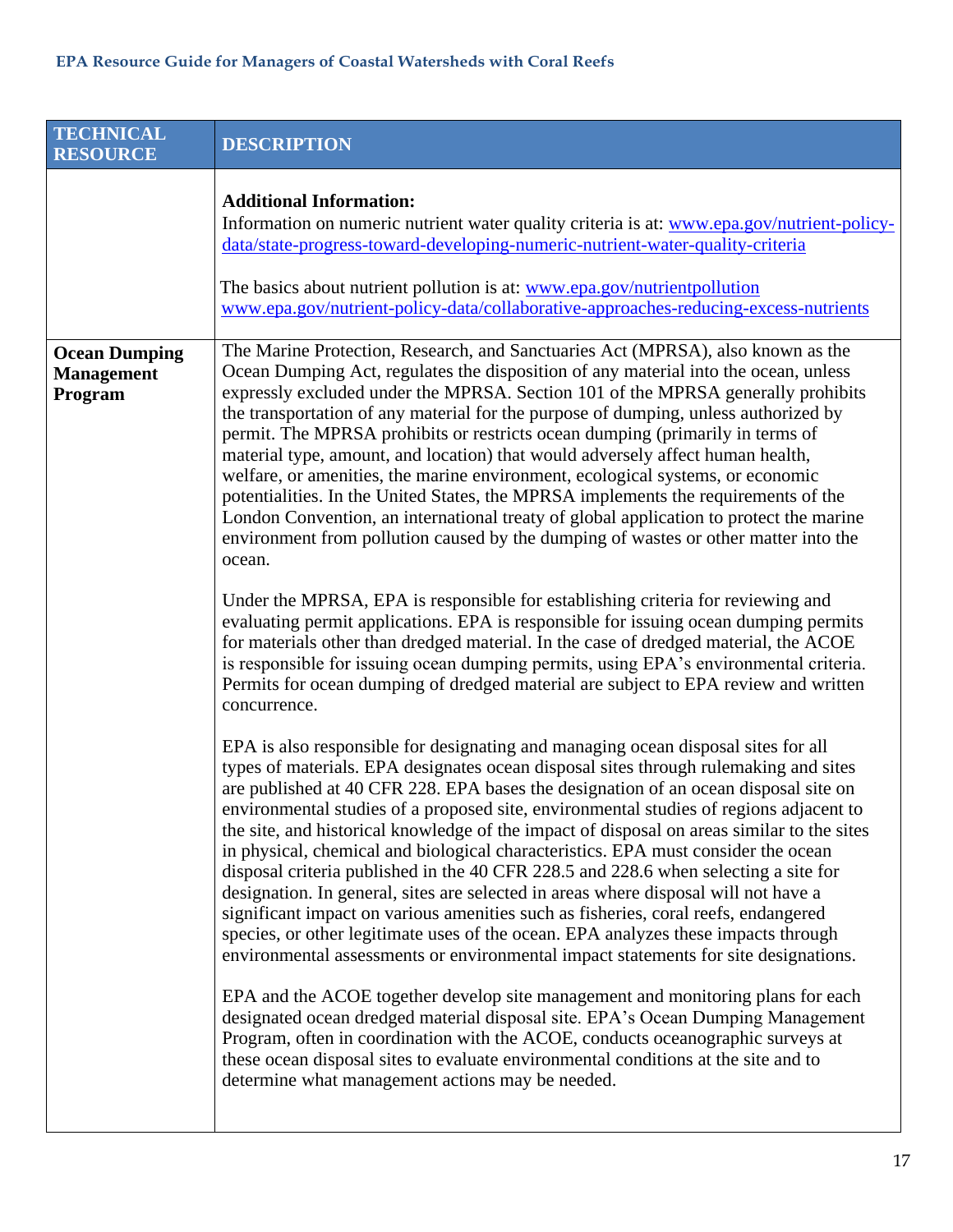| TECHNICAL RESOURCE | DESCRIPTION |
|---|---|
| | **Additional Information:**<br>Information on numeric nutrient water quality criteria is at: www.epa.gov/nutrient-policy-data/state-progress-toward-developing-numeric-nutrient-water-quality-criteria<br><br>The basics about nutrient pollution is at: www.epa.gov/nutrientpollution<br>www.epa.gov/nutrient-policy-data/collaborative-approaches-reducing-excess-nutrients |
| **Ocean Dumping Management Program** | The Marine Protection, Research, and Sanctuaries Act (MPRSA), also known as the Ocean Dumping Act, regulates the disposition of any material into the ocean, unless expressly excluded under the MPRSA. Section 101 of the MPRSA generally prohibits the transportation of any material for the purpose of dumping, unless authorized by permit. The MPRSA prohibits or restricts ocean dumping (primarily in terms of material type, amount, and location) that would adversely affect human health, welfare, or amenities, the marine environment, ecological systems, or economic potentialities. In the United States, the MPRSA implements the requirements of the London Convention, an international treaty of global application to protect the marine environment from pollution caused by the dumping of wastes or other matter into the ocean.<br><br>Under the MPRSA, EPA is responsible for establishing criteria for reviewing and evaluating permit applications. EPA is responsible for issuing ocean dumping permits for materials other than dredged material. In the case of dredged material, the ACOE is responsible for issuing ocean dumping permits, using EPA's environmental criteria. Permits for ocean dumping of dredged material are subject to EPA review and written concurrence.<br><br>EPA is also responsible for designating and managing ocean disposal sites for all types of materials. EPA designates ocean disposal sites through rulemaking and sites are published at 40 CFR 228. EPA bases the designation of an ocean disposal site on environmental studies of a proposed site, environmental studies of regions adjacent to the site, and historical knowledge of the impact of disposal on areas similar to the sites in physical, chemical and biological characteristics. EPA must consider the ocean disposal criteria published in the 40 CFR 228.5 and 228.6 when selecting a site for designation. In general, sites are selected in areas where disposal will not have a significant impact on various amenities such as fisheries, coral reefs, endangered species, or other legitimate uses of the ocean. EPA analyzes these impacts through environmental assessments or environmental impact statements for site designations.<br><br>EPA and the ACOE together develop site management and monitoring plans for each designated ocean dredged material disposal site. EPA's Ocean Dumping Management Program, often in coordination with the ACOE, conducts oceanographic surveys at these ocean disposal sites to evaluate environmental conditions at the site and to determine what management actions may be needed. |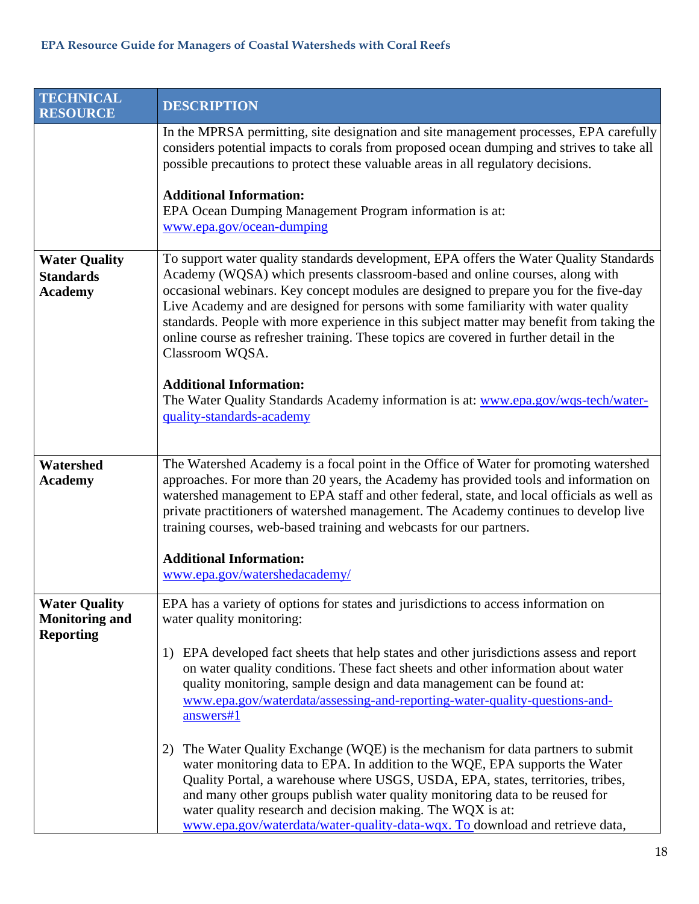| TECHNICAL RESOURCE | DESCRIPTION |
|---|---|
| | In the MPRSA permitting, site designation and site management processes, EPA carefully considers potential impacts to corals from proposed ocean dumping and strives to take all possible precautions to protect these valuable areas in all regulatory decisions.<br><br>**Additional Information:**<br>EPA Ocean Dumping Management Program information is at: www.epa.gov/ocean-dumping |
| **Water Quality Standards Academy** | To support water quality standards development, EPA offers the Water Quality Standards Academy (WQSA) which presents classroom-based and online courses, along with occasional webinars. Key concept modules are designed to prepare you for the five-day Live Academy and are designed for persons with some familiarity with water quality standards. People with more experience in this subject matter may benefit from taking the online course as refresher training. These topics are covered in further detail in the Classroom WQSA.<br><br>**Additional Information:**<br>The Water Quality Standards Academy information is at: www.epa.gov/wqs-tech/water-quality-standards-academy |
| **Watershed Academy** | The Watershed Academy is a focal point in the Office of Water for promoting watershed approaches. For more than 20 years, the Academy has provided tools and information on watershed management to EPA staff and other federal, state, and local officials as well as private practitioners of watershed management. The Academy continues to develop live training courses, web-based training and webcasts for our partners.<br><br>**Additional Information:**<br>www.epa.gov/watershedacademy/ |
| **Water Quality Monitoring and Reporting** | EPA has a variety of options for states and jurisdictions to access information on water quality monitoring:<br><br>1) EPA developed fact sheets that help states and other jurisdictions assess and report on water quality conditions. These fact sheets and other information about water quality monitoring, sample design and data management can be found at: www.epa.gov/waterdata/assessing-and-reporting-water-quality-questions-and-answers#1<br><br>2) The Water Quality Exchange (WQE) is the mechanism for data partners to submit water monitoring data to EPA. In addition to the WQE, EPA supports the Water Quality Portal, a warehouse where USGS, USDA, EPA, states, territories, tribes, and many other groups publish water quality monitoring data to be reused for water quality research and decision making. The WQX is at: www.epa.gov/waterdata/water-quality-data-wqx. To download and retrieve data, |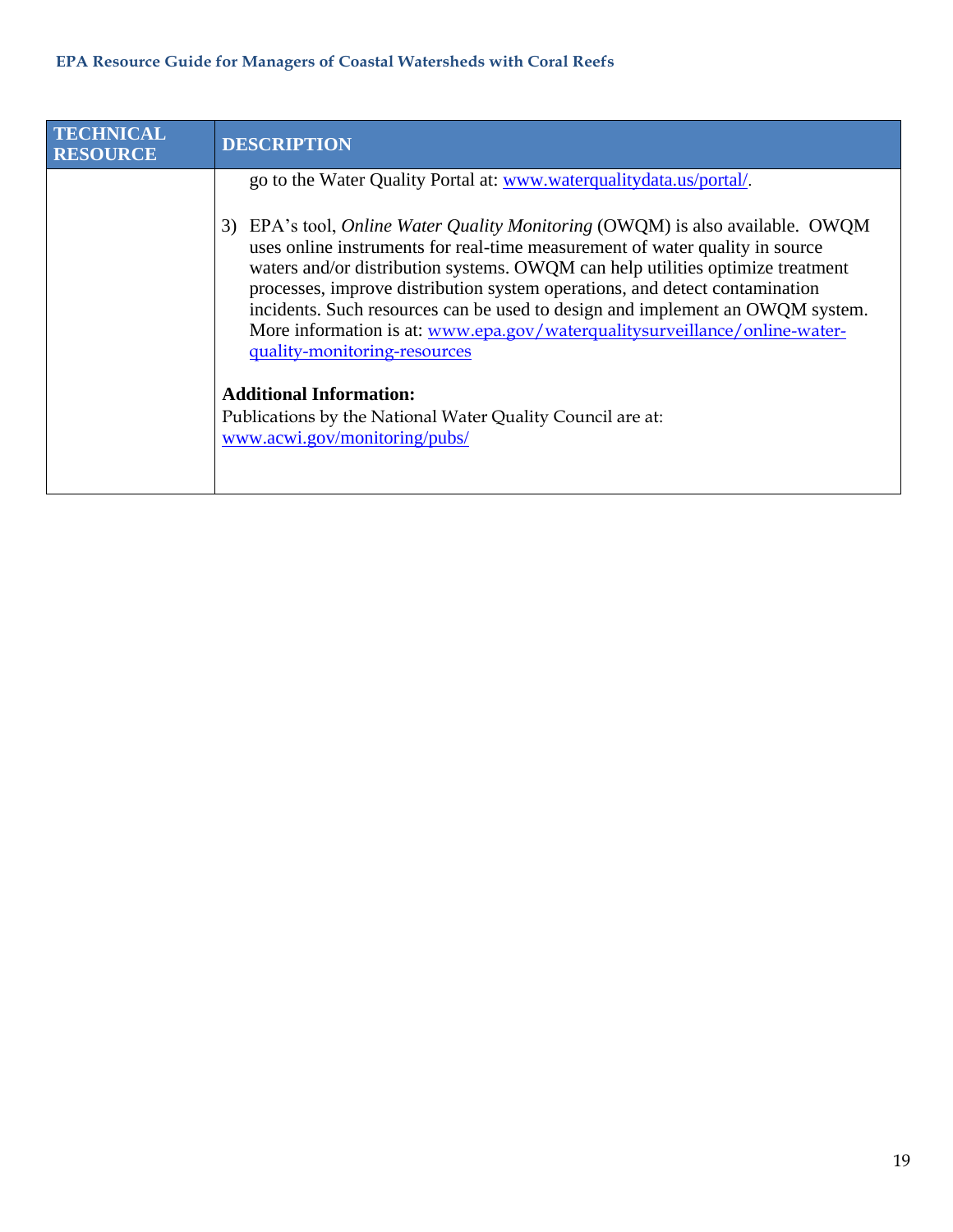| TECHNICAL RESOURCE | DESCRIPTION |
|---|---|
| | go to the Water Quality Portal at: www.waterqualitydata.us/portal/.<br><br>3) EPA's tool, *Online Water Quality Monitoring* (OWQM) is also available. OWQM uses online instruments for real-time measurement of water quality in source waters and/or distribution systems. OWQM can help utilities optimize treatment processes, improve distribution system operations, and detect contamination incidents. Such resources can be used to design and implement an OWQM system. More information is at: www.epa.gov/waterqualitysurveillance/online-water-quality-monitoring-resources<br><br>**Additional Information:**<br>Publications by the National Water Quality Council are at: www.acwi.gov/monitoring/pubs/ |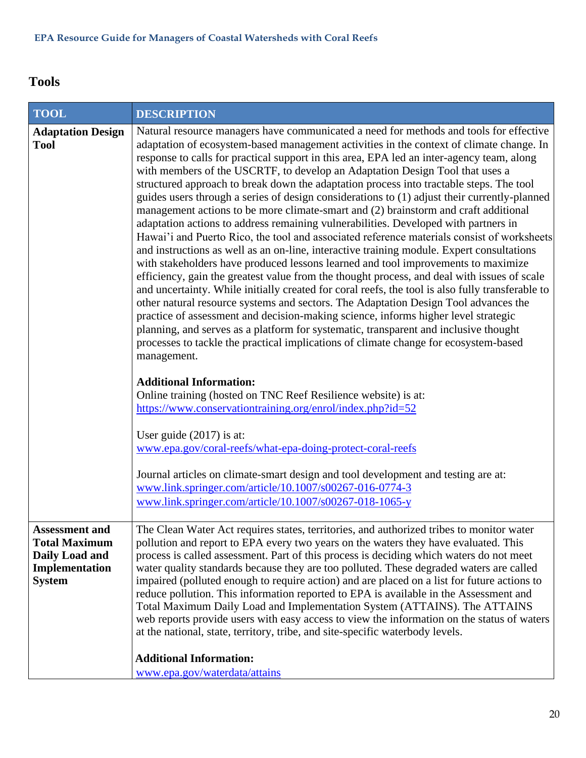## Tools

| TOOL | DESCRIPTION |
|---|---|
| **Adaptation Design Tool** | Natural resource managers have communicated a need for methods and tools for effective adaptation of ecosystem-based management activities in the context of climate change. In response to calls for practical support in this area, EPA led an inter-agency team, along with members of the USCRTF, to develop an Adaptation Design Tool that uses a structured approach to break down the adaptation process into tractable steps. The tool guides users through a series of design considerations to (1) adjust their currently-planned management actions to be more climate-smart and (2) brainstorm and craft additional adaptation actions to address remaining vulnerabilities. Developed with partners in Hawai'i and Puerto Rico, the tool and associated reference materials consist of worksheets and instructions as well as an on-line, interactive training module. Expert consultations with stakeholders have produced lessons learned and tool improvements to maximize efficiency, gain the greatest value from the thought process, and deal with issues of scale and uncertainty. While initially created for coral reefs, the tool is also fully transferable to other natural resource systems and sectors. The Adaptation Design Tool advances the practice of assessment and decision-making science, informs higher level strategic planning, and serves as a platform for systematic, transparent and inclusive thought processes to tackle the practical implications of climate change for ecosystem-based management.<br><br>**Additional Information:**<br>Online training (hosted on TNC Reef Resilience website) is at:<br>https://www.conservationtraining.org/enrol/index.php?id=52<br><br>User guide (2017) is at:<br>www.epa.gov/coral-reefs/what-epa-doing-protect-coral-reefs<br><br>Journal articles on climate-smart design and tool development and testing are at:<br>www.link.springer.com/article/10.1007/s00267-016-0774-3<br>www.link.springer.com/article/10.1007/s00267-018-1065-y |
| **Assessment and Total Maximum Daily Load and Implementation System** | The Clean Water Act requires states, territories, and authorized tribes to monitor water pollution and report to EPA every two years on the waters they have evaluated. This process is called assessment. Part of this process is deciding which waters do not meet water quality standards because they are too polluted. These degraded waters are called impaired (polluted enough to require action) and are placed on a list for future actions to reduce pollution. This information reported to EPA is available in the Assessment and Total Maximum Daily Load and Implementation System (ATTAINS). The ATTAINS web reports provide users with easy access to view the information on the status of waters at the national, state, territory, tribe, and site-specific waterbody levels.<br><br>**Additional Information:**<br>www.epa.gov/waterdata/attains |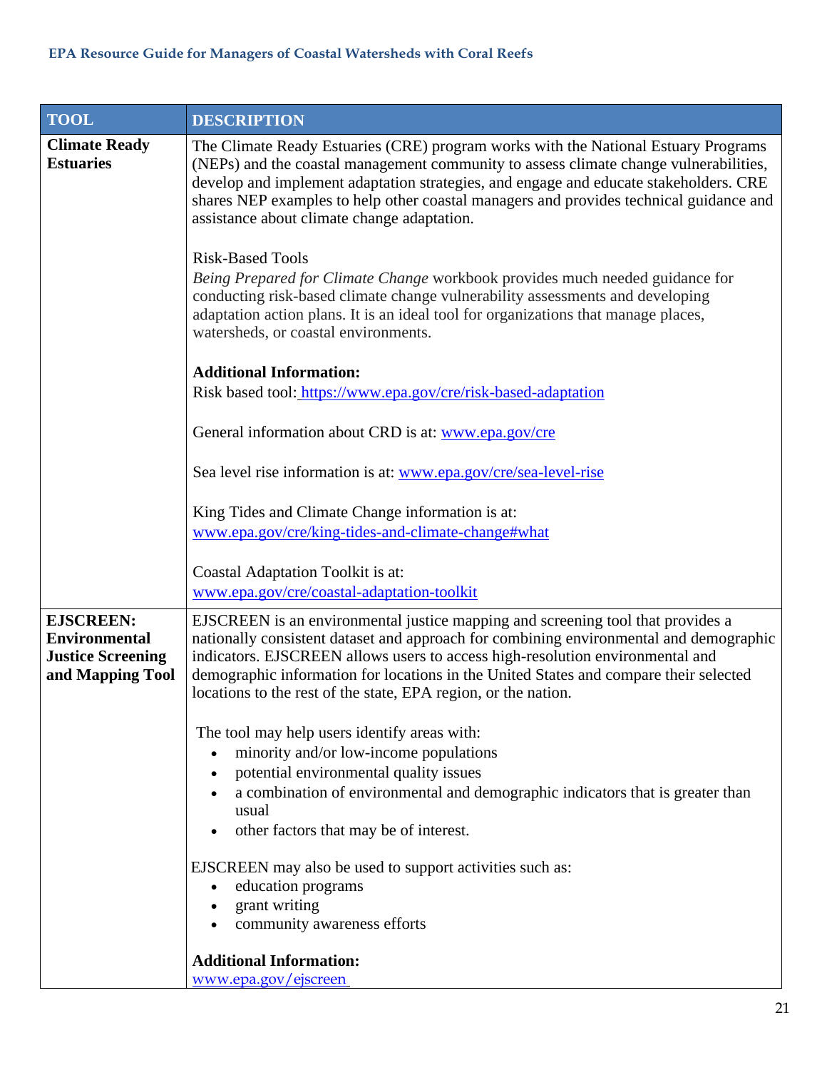| TOOL | DESCRIPTION |
| --- | --- |
| **Climate Ready Estuaries** | The Climate Ready Estuaries (CRE) program works with the National Estuary Programs (NEPs) and the coastal management community to assess climate change vulnerabilities, develop and implement adaptation strategies, and engage and educate stakeholders. CRE shares NEP examples to help other coastal managers and provides technical guidance and assistance about climate change adaptation.<br><br>Risk-Based Tools<br>*Being Prepared for Climate Change* workbook provides much needed guidance for conducting risk-based climate change vulnerability assessments and developing adaptation action plans. It is an ideal tool for organizations that manage places, watersheds, or coastal environments.<br><br>**Additional Information:**<br>Risk based tool: https://www.epa.gov/cre/risk-based-adaptation<br><br>General information about CRD is at: www.epa.gov/cre<br><br>Sea level rise information is at: www.epa.gov/cre/sea-level-rise<br><br>King Tides and Climate Change information is at: www.epa.gov/cre/king-tides-and-climate-change#what<br><br>Coastal Adaptation Toolkit is at: www.epa.gov/cre/coastal-adaptation-toolkit |
| **EJSCREEN: Environmental Justice Screening and Mapping Tool** | EJSCREEN is an environmental justice mapping and screening tool that provides a nationally consistent dataset and approach for combining environmental and demographic indicators. EJSCREEN allows users to access high-resolution environmental and demographic information for locations in the United States and compare their selected locations to the rest of the state, EPA region, or the nation.<br><br>The tool may help users identify areas with:<br>• minority and/or low-income populations<br>• potential environmental quality issues<br>• a combination of environmental and demographic indicators that is greater than usual<br>• other factors that may be of interest.<br><br>EJSCREEN may also be used to support activities such as:<br>• education programs<br>• grant writing<br>• community awareness efforts<br><br>**Additional Information:**<br>www.epa.gov/ejscreen |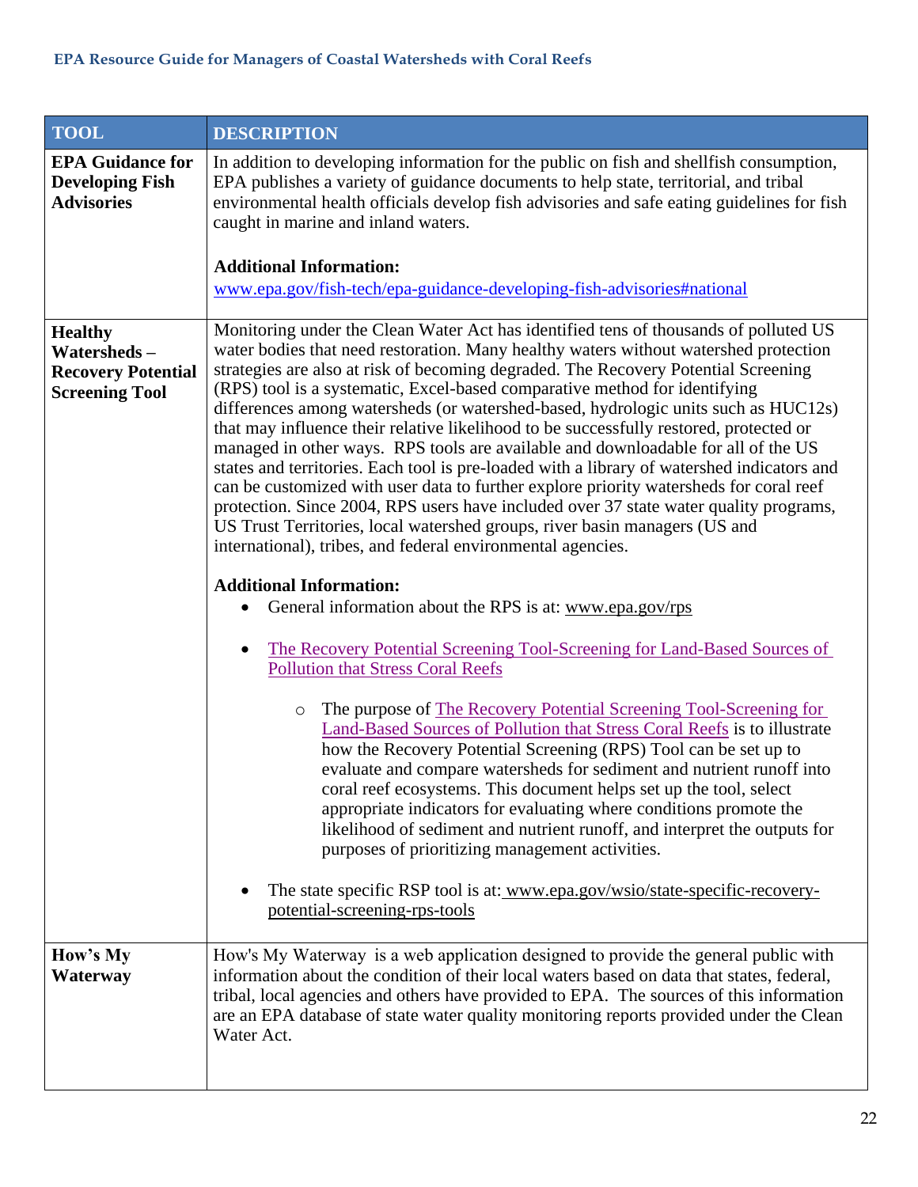| TOOL | DESCRIPTION |
|---|---|
| **EPA Guidance for Developing Fish Advisories** | In addition to developing information for the public on fish and shellfish consumption, EPA publishes a variety of guidance documents to help state, territorial, and tribal environmental health officials develop fish advisories and safe eating guidelines for fish caught in marine and inland waters.<br><br>**Additional Information:**<br>www.epa.gov/fish-tech/epa-guidance-developing-fish-advisories#national |
| **Healthy Watersheds – Recovery Potential Screening Tool** | Monitoring under the Clean Water Act has identified tens of thousands of polluted US water bodies that need restoration. Many healthy waters without watershed protection strategies are also at risk of becoming degraded. The Recovery Potential Screening (RPS) tool is a systematic, Excel-based comparative method for identifying differences among watersheds (or watershed-based, hydrologic units such as HUC12s) that may influence their relative likelihood to be successfully restored, protected or managed in other ways. RPS tools are available and downloadable for all of the US states and territories. Each tool is pre-loaded with a library of watershed indicators and can be customized with user data to further explore priority watersheds for coral reef protection. Since 2004, RPS users have included over 37 state water quality programs, US Trust Territories, local watershed groups, river basin managers (US and international), tribes, and federal environmental agencies.<br><br>**Additional Information:**<br>• General information about the RPS is at: www.epa.gov/rps<br>• The Recovery Potential Screening Tool-Screening for Land-Based Sources of Pollution that Stress Coral Reefs<br>&nbsp;&nbsp;&nbsp;&nbsp;○ The purpose of The Recovery Potential Screening Tool-Screening for Land-Based Sources of Pollution that Stress Coral Reefs is to illustrate how the Recovery Potential Screening (RPS) Tool can be set up to evaluate and compare watersheds for sediment and nutrient runoff into coral reef ecosystems. This document helps set up the tool, select appropriate indicators for evaluating where conditions promote the likelihood of sediment and nutrient runoff, and interpret the outputs for purposes of prioritizing management activities.<br>• The state specific RSP tool is at: www.epa.gov/wsio/state-specific-recovery-potential-screening-rps-tools |
| **How's My Waterway** | How's My Waterway is a web application designed to provide the general public with information about the condition of their local waters based on data that states, federal, tribal, local agencies and others have provided to EPA. The sources of this information are an EPA database of state water quality monitoring reports provided under the Clean Water Act. |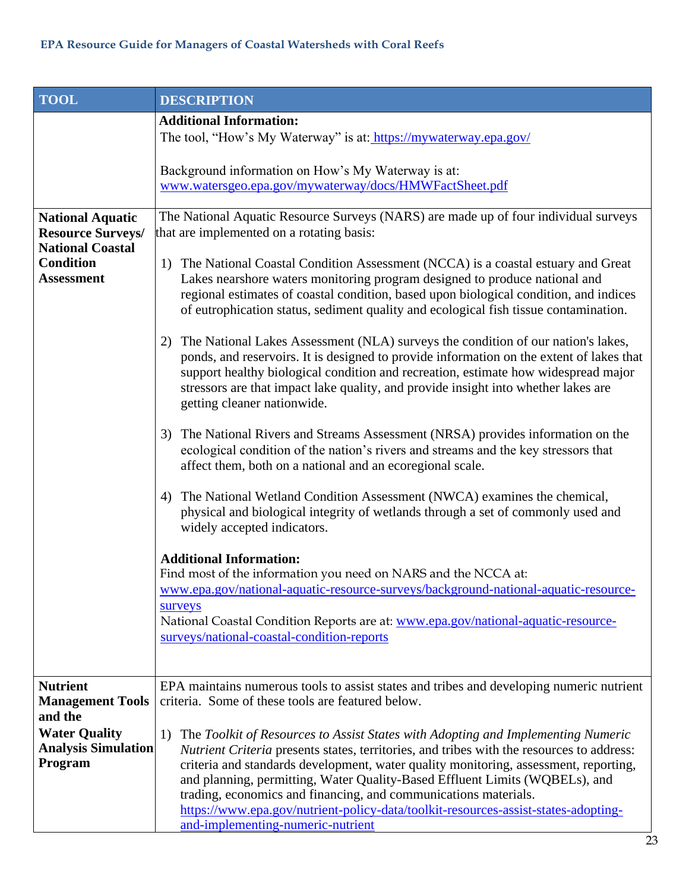| TOOL | DESCRIPTION |
| --- | --- |
| | **Additional Information:**<br>The tool, "How's My Waterway" is at: https://mywaterway.epa.gov/<br><br>Background information on How's My Waterway is at: www.watersgeo.epa.gov/mywaterway/docs/HMWFactSheet.pdf |
| **National Aquatic Resource Surveys/ National Coastal Condition Assessment** | The National Aquatic Resource Surveys (NARS) are made up of four individual surveys that are implemented on a rotating basis:<br><br>1) The National Coastal Condition Assessment (NCCA) is a coastal estuary and Great Lakes nearshore waters monitoring program designed to produce national and regional estimates of coastal condition, based upon biological condition, and indices of eutrophication status, sediment quality and ecological fish tissue contamination.<br><br>2) The National Lakes Assessment (NLA) surveys the condition of our nation's lakes, ponds, and reservoirs. It is designed to provide information on the extent of lakes that support healthy biological condition and recreation, estimate how widespread major stressors are that impact lake quality, and provide insight into whether lakes are getting cleaner nationwide.<br><br>3) The National Rivers and Streams Assessment (NRSA) provides information on the ecological condition of the nation's rivers and streams and the key stressors that affect them, both on a national and an ecoregional scale.<br><br>4) The National Wetland Condition Assessment (NWCA) examines the chemical, physical and biological integrity of wetlands through a set of commonly used and widely accepted indicators.<br><br>**Additional Information:**<br>Find most of the information you need on NARS and the NCCA at: www.epa.gov/national-aquatic-resource-surveys/background-national-aquatic-resource-surveys<br>National Coastal Condition Reports are at: www.epa.gov/national-aquatic-resource-surveys/national-coastal-condition-reports |
| **Nutrient Management Tools and the Water Quality Analysis Simulation Program** | EPA maintains numerous tools to assist states and tribes and developing numeric nutrient criteria. Some of these tools are featured below.<br><br>1) The *Toolkit of Resources to Assist States with Adopting and Implementing Numeric Nutrient Criteria* presents states, territories, and tribes with the resources to address: criteria and standards development, water quality monitoring, assessment, reporting, and planning, permitting, Water Quality-Based Effluent Limits (WQBELs), and trading, economics and financing, and communications materials. https://www.epa.gov/nutrient-policy-data/toolkit-resources-assist-states-adopting-and-implementing-numeric-nutrient |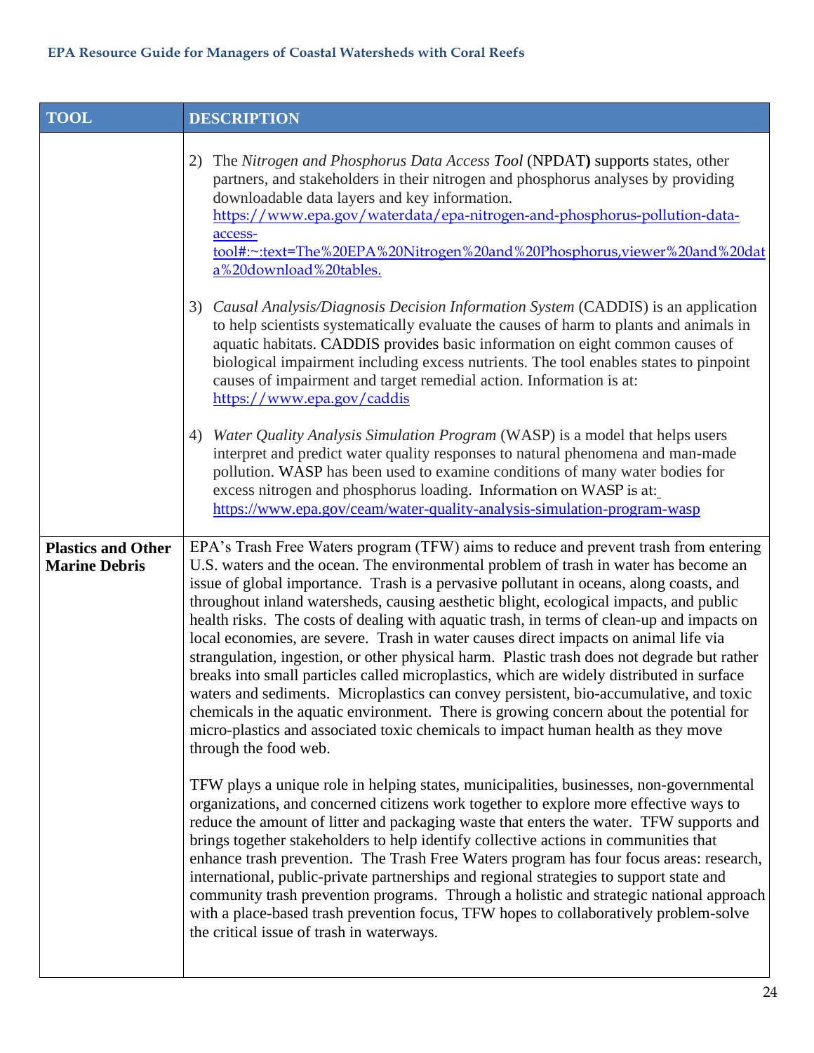| TOOL | DESCRIPTION |
|---|---|
| | 2) The *Nitrogen and Phosphorus Data Access Tool* (NPDAT**)** supports states, other partners, and stakeholders in their nitrogen and phosphorus analyses by providing downloadable data layers and key information. https://www.epa.gov/waterdata/epa-nitrogen-and-phosphorus-pollution-data-access-tool#:~:text=The%20EPA%20Nitrogen%20and%20Phosphorus,viewer%20and%20data%20download%20tables.<br><br>3) *Causal Analysis/Diagnosis Decision Information System* (CADDIS) is an application to help scientists systematically evaluate the causes of harm to plants and animals in aquatic habitats. CADDIS provides basic information on eight common causes of biological impairment including excess nutrients. The tool enables states to pinpoint causes of impairment and target remedial action. Information is at: https://www.epa.gov/caddis<br><br>4) *Water Quality Analysis Simulation Program* (WASP) is a model that helps users interpret and predict water quality responses to natural phenomena and man-made pollution. WASP has been used to examine conditions of many water bodies for excess nitrogen and phosphorus loading. Information on WASP is at: https://www.epa.gov/ceam/water-quality-analysis-simulation-program-wasp |
| **Plastics and Other Marine Debris** | EPA's Trash Free Waters program (TFW) aims to reduce and prevent trash from entering U.S. waters and the ocean. The environmental problem of trash in water has become an issue of global importance. Trash is a pervasive pollutant in oceans, along coasts, and throughout inland watersheds, causing aesthetic blight, ecological impacts, and public health risks. The costs of dealing with aquatic trash, in terms of clean-up and impacts on local economies, are severe. Trash in water causes direct impacts on animal life via strangulation, ingestion, or other physical harm. Plastic trash does not degrade but rather breaks into small particles called microplastics, which are widely distributed in surface waters and sediments. Microplastics can convey persistent, bio-accumulative, and toxic chemicals in the aquatic environment. There is growing concern about the potential for micro-plastics and associated toxic chemicals to impact human health as they move through the food web.<br><br>TFW plays a unique role in helping states, municipalities, businesses, non-governmental organizations, and concerned citizens work together to explore more effective ways to reduce the amount of litter and packaging waste that enters the water. TFW supports and brings together stakeholders to help identify collective actions in communities that enhance trash prevention. The Trash Free Waters program has four focus areas: research, international, public-private partnerships and regional strategies to support state and community trash prevention programs. Through a holistic and strategic national approach with a place-based trash prevention focus, TFW hopes to collaboratively problem-solve the critical issue of trash in waterways. |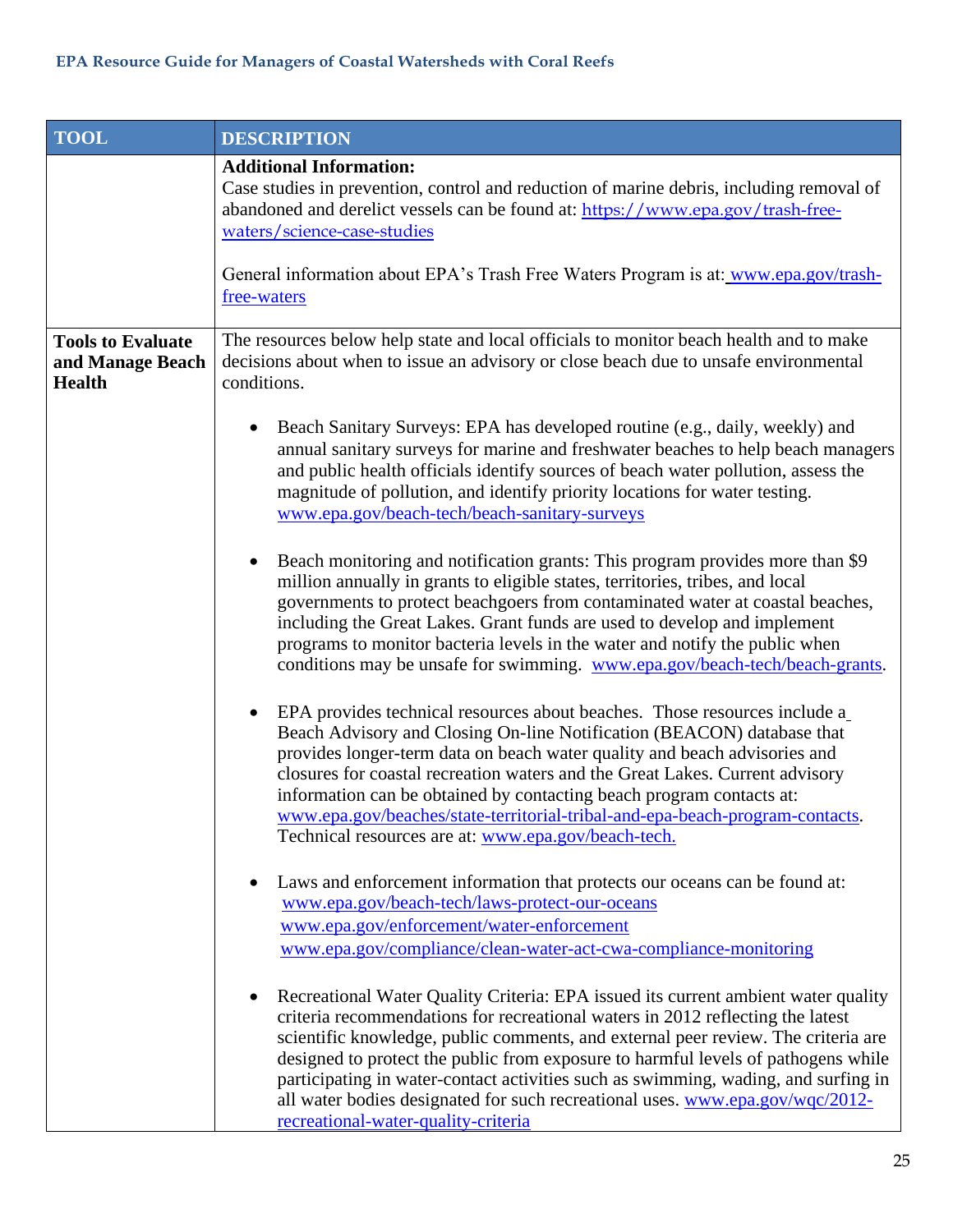| TOOL | DESCRIPTION |
| --- | --- |
| | **Additional Information:**<br>Case studies in prevention, control and reduction of marine debris, including removal of abandoned and derelict vessels can be found at: https://www.epa.gov/trash-free-waters/science-case-studies<br><br>General information about EPA's Trash Free Waters Program is at: www.epa.gov/trash-free-waters |
| **Tools to Evaluate and Manage Beach Health** | The resources below help state and local officials to monitor beach health and to make decisions about when to issue an advisory or close beach due to unsafe environmental conditions.<br><br>• Beach Sanitary Surveys: EPA has developed routine (e.g., daily, weekly) and annual sanitary surveys for marine and freshwater beaches to help beach managers and public health officials identify sources of beach water pollution, assess the magnitude of pollution, and identify priority locations for water testing. www.epa.gov/beach-tech/beach-sanitary-surveys<br><br>• Beach monitoring and notification grants: This program provides more than $9 million annually in grants to eligible states, territories, tribes, and local governments to protect beachgoers from contaminated water at coastal beaches, including the Great Lakes. Grant funds are used to develop and implement programs to monitor bacteria levels in the water and notify the public when conditions may be unsafe for swimming. www.epa.gov/beach-tech/beach-grants.<br><br>• EPA provides technical resources about beaches. Those resources include a Beach Advisory and Closing On-line Notification (BEACON) database that provides longer-term data on beach water quality and beach advisories and closures for coastal recreation waters and the Great Lakes. Current advisory information can be obtained by contacting beach program contacts at: www.epa.gov/beaches/state-territorial-tribal-and-epa-beach-program-contacts. Technical resources are at: www.epa.gov/beach-tech.<br><br>• Laws and enforcement information that protects our oceans can be found at:<br>www.epa.gov/beach-tech/laws-protect-our-oceans<br>www.epa.gov/enforcement/water-enforcement<br>www.epa.gov/compliance/clean-water-act-cwa-compliance-monitoring<br><br>• Recreational Water Quality Criteria: EPA issued its current ambient water quality criteria recommendations for recreational waters in 2012 reflecting the latest scientific knowledge, public comments, and external peer review. The criteria are designed to protect the public from exposure to harmful levels of pathogens while participating in water-contact activities such as swimming, wading, and surfing in all water bodies designated for such recreational uses. www.epa.gov/wqc/2012-recreational-water-quality-criteria |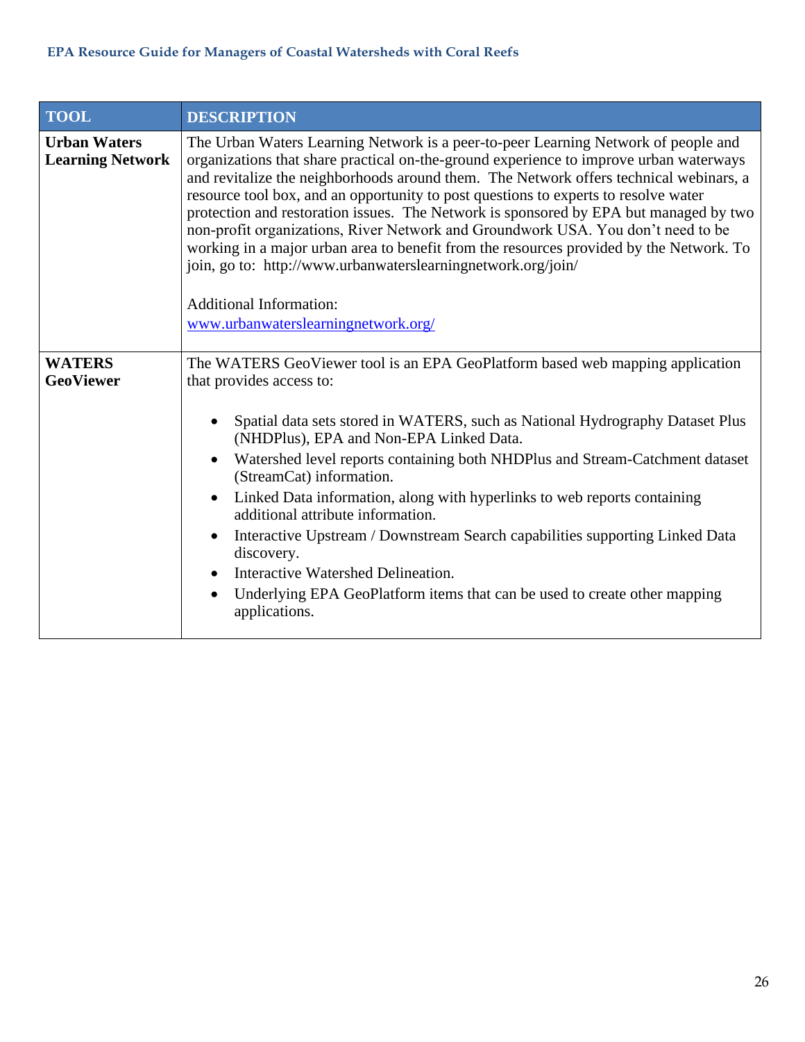| TOOL | DESCRIPTION |
|---|---|
| **Urban Waters Learning Network** | The Urban Waters Learning Network is a peer-to-peer Learning Network of people and organizations that share practical on-the-ground experience to improve urban waterways and revitalize the neighborhoods around them. The Network offers technical webinars, a resource tool box, and an opportunity to post questions to experts to resolve water protection and restoration issues. The Network is sponsored by EPA but managed by two non-profit organizations, River Network and Groundwork USA. You don't need to be working in a major urban area to benefit from the resources provided by the Network. To join, go to: http://www.urbanwaterslearningnetwork.org/join/<br><br>Additional Information:<br>www.urbanwaterslearningnetwork.org/ |
| **WATERS GeoViewer** | The WATERS GeoViewer tool is an EPA GeoPlatform based web mapping application that provides access to:<br><br>• Spatial data sets stored in WATERS, such as National Hydrography Dataset Plus (NHDPlus), EPA and Non-EPA Linked Data.<br>• Watershed level reports containing both NHDPlus and Stream-Catchment dataset (StreamCat) information.<br>• Linked Data information, along with hyperlinks to web reports containing additional attribute information.<br>• Interactive Upstream / Downstream Search capabilities supporting Linked Data discovery.<br>• Interactive Watershed Delineation.<br>• Underlying EPA GeoPlatform items that can be used to create other mapping applications. |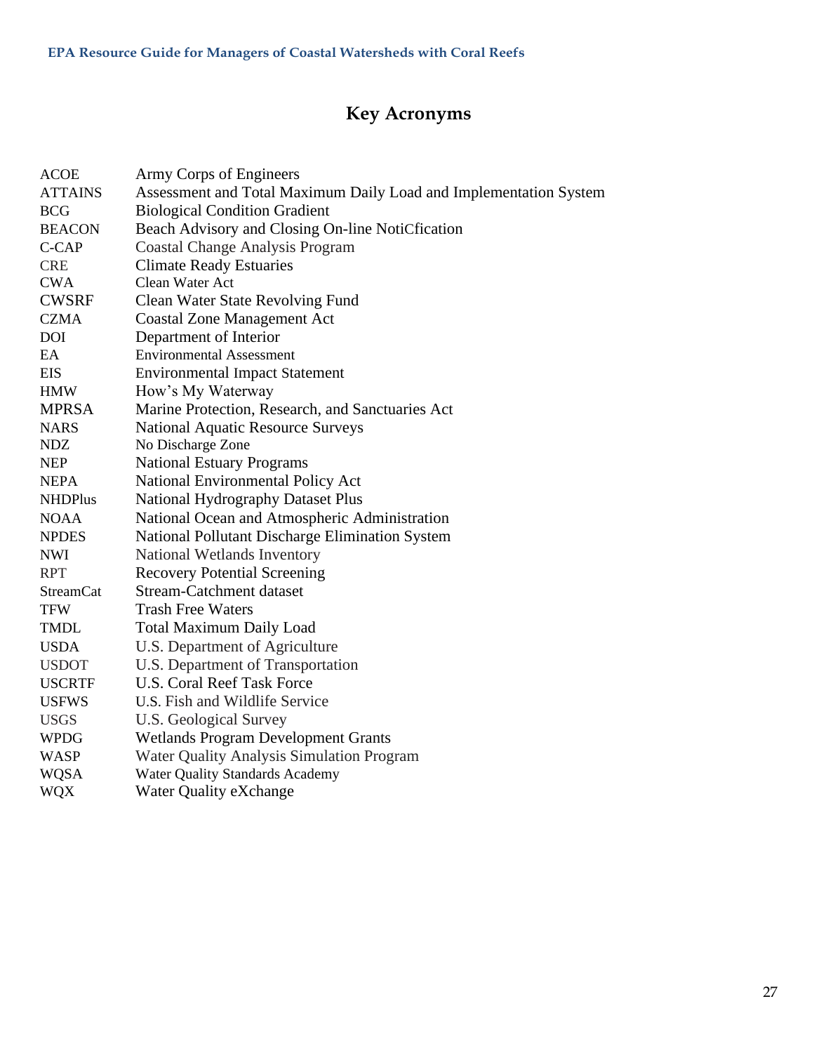# Key Acronyms

| | |
|---|---|
| ACOE | Army Corps of Engineers |
| ATTAINS | Assessment and Total Maximum Daily Load and Implementation System |
| BCG | Biological Condition Gradient |
| BEACON | Beach Advisory and Closing On-line NotiCfication |
| C-CAP | Coastal Change Analysis Program |
| CRE | Climate Ready Estuaries |
| CWA | Clean Water Act |
| CWSRF | Clean Water State Revolving Fund |
| CZMA | Coastal Zone Management Act |
| DOI | Department of Interior |
| EA | Environmental Assessment |
| EIS | Environmental Impact Statement |
| HMW | How's My Waterway |
| MPRSA | Marine Protection, Research, and Sanctuaries Act |
| NARS | National Aquatic Resource Surveys |
| NDZ | No Discharge Zone |
| NEP | National Estuary Programs |
| NEPA | National Environmental Policy Act |
| NHDPlus | National Hydrography Dataset Plus |
| NOAA | National Ocean and Atmospheric Administration |
| NPDES | National Pollutant Discharge Elimination System |
| NWI | National Wetlands Inventory |
| RPT | Recovery Potential Screening |
| StreamCat | Stream-Catchment dataset |
| TFW | Trash Free Waters |
| TMDL | Total Maximum Daily Load |
| USDA | U.S. Department of Agriculture |
| USDOT | U.S. Department of Transportation |
| USCRTF | U.S. Coral Reef Task Force |
| USFWS | U.S. Fish and Wildlife Service |
| USGS | U.S. Geological Survey |
| WPDG | Wetlands Program Development Grants |
| WASP | Water Quality Analysis Simulation Program |
| WQSA | Water Quality Standards Academy |
| WQX | Water Quality eXchange |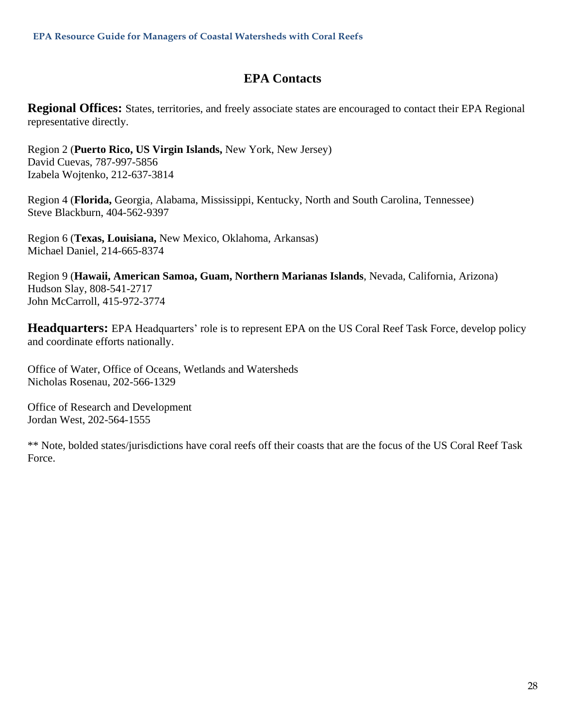# EPA Contacts

**Regional Offices:** States, territories, and freely associate states are encouraged to contact their EPA Regional representative directly.

Region 2 (**Puerto Rico, US Virgin Islands,** New York, New Jersey)
David Cuevas, 787-997-5856
Izabela Wojtenko, 212-637-3814

Region 4 (**Florida,** Georgia, Alabama, Mississippi, Kentucky, North and South Carolina, Tennessee)
Steve Blackburn, 404-562-9397

Region 6 (**Texas, Louisiana,** New Mexico, Oklahoma, Arkansas)
Michael Daniel, 214-665-8374

Region 9 (**Hawaii, American Samoa, Guam, Northern Marianas Islands**, Nevada, California, Arizona)
Hudson Slay, 808-541-2717
John McCarroll, 415-972-3774

**Headquarters:** EPA Headquarters' role is to represent EPA on the US Coral Reef Task Force, develop policy and coordinate efforts nationally.

Office of Water, Office of Oceans, Wetlands and Watersheds
Nicholas Rosenau, 202-566-1329

Office of Research and Development
Jordan West, 202-564-1555

** Note, bolded states/jurisdictions have coral reefs off their coasts that are the focus of the US Coral Reef Task Force.